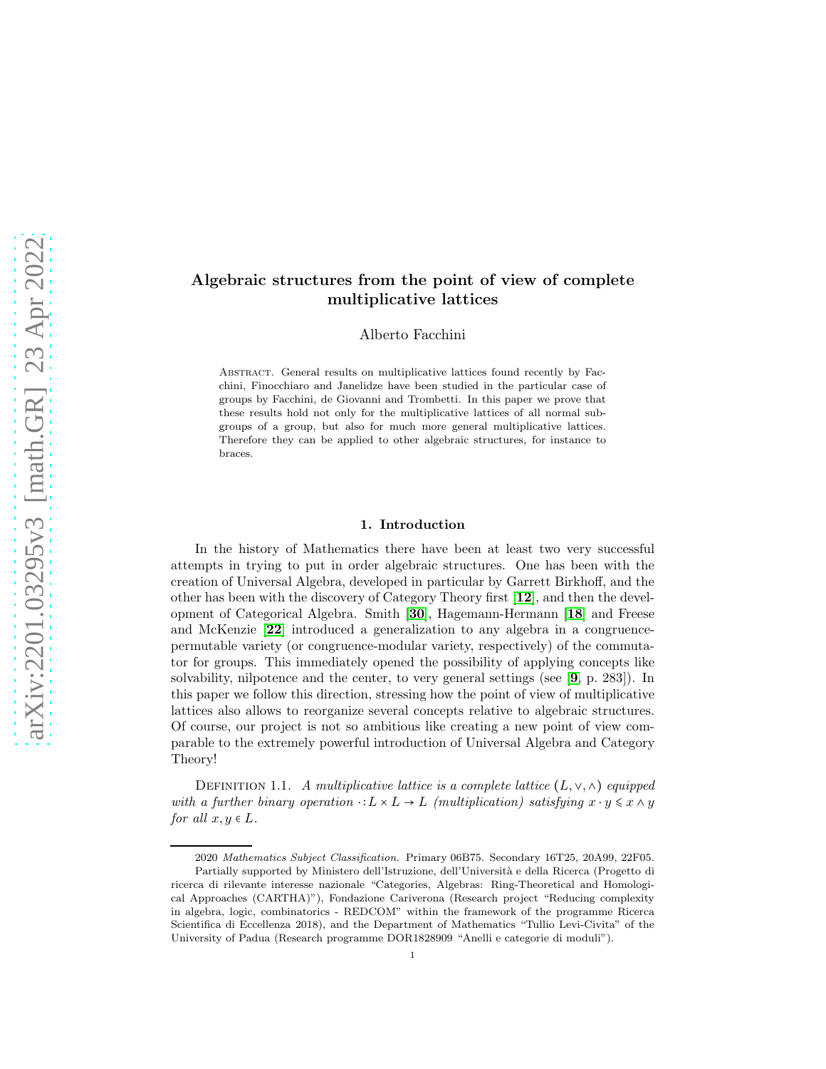# Algebraic structures from the point of view of complete multiplicative lattices

Alberto Facchini

Abstract. General results on multiplicative lattices found recently by Facchini, Finocchiaro and Janelidze have been studied in the particular case of groups by Facchini, de Giovanni and Trombetti. In this paper we prove that these results hold not only for the multiplicative lattices of all normal subgroups of a group, but also for much more general multiplicative lattices. Therefore they can be applied to other algebraic structures, for instance to braces.

## 1. Introduction

In the history of Mathematics there have been at least two very successful attempts in trying to put in order algebraic structures. One has been with the creation of Universal Algebra, developed in particular by Garrett Birkhoff, and the other has been with the discovery of Category Theory first [12], and then the development of Categorical Algebra. Smith [30], Hagemann-Hermann [18] and Freese and McKenzie [22] introduced a generalization to any algebra in a congruence-permutable variety (or congruence-modular variety, respectively) of the commutator for groups. This immediately opened the possibility of applying concepts like solvability, nilpotence and the center, to very general settings (see [9, p. 283]). In this paper we follow this direction, stressing how the point of view of multiplicative lattices also allows to reorganize several concepts relative to algebraic structures. Of course, our project is not so ambitious like creating a new point of view comparable to the extremely powerful introduction of Universal Algebra and Category Theory!

Definition 1.1. *A multiplicative lattice is a complete lattice $(L, \vee, \wedge)$ equipped with a further binary operation $\cdot\colon L \times L \to L$ (multiplication) satisfying $x \cdot y \leqslant x \wedge y$ for all $x, y \in L$.*

---

2020 *Mathematics Subject Classification.* Primary 06B75. Secondary 16T25, 20A99, 22F05.

Partially supported by Ministero dell'Istruzione, dell'Università e della Ricerca (Progetto di ricerca di rilevante interesse nazionale "Categories, Algebras: Ring-Theoretical and Homological Approaches (CARTHA)"), Fondazione Cariverona (Research project "Reducing complexity in algebra, logic, combinatorics - REDCOM" within the framework of the programme Ricerca Scientifica di Eccellenza 2018), and the Department of Mathematics "Tullio Levi-Civita" of the University of Padua (Research programme DOR1828909 "Anelli e categorie di moduli").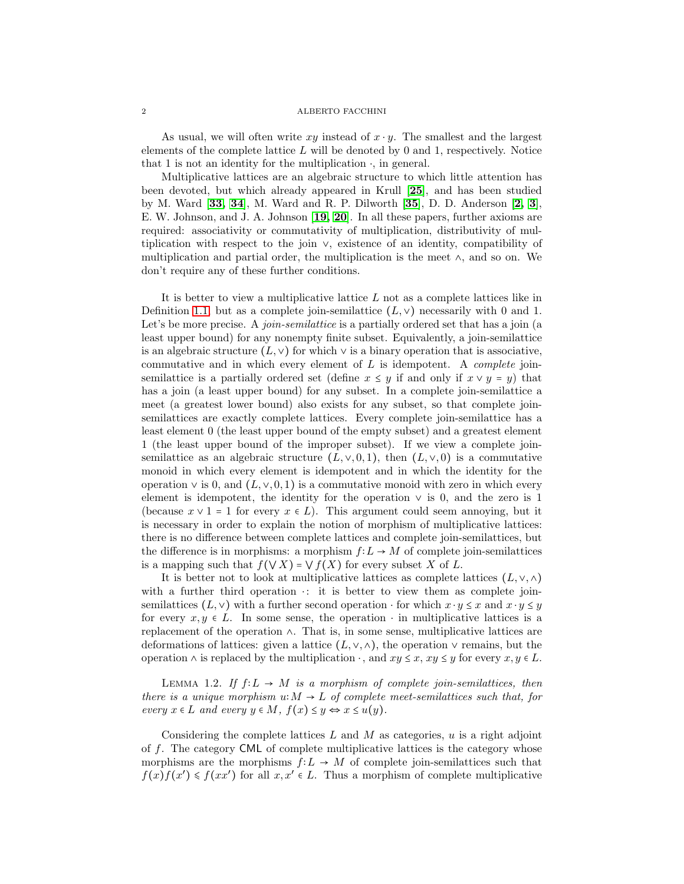As usual, we will often write $xy$ instead of $x \cdot y$. The smallest and the largest elements of the complete lattice $L$ will be denoted by 0 and 1, respectively. Notice that 1 is not an identity for the multiplication $\cdot$, in general.

Multiplicative lattices are an algebraic structure to which little attention has been devoted, but which already appeared in Krull [**25**], and has been studied by M. Ward [**33**, **34**], M. Ward and R. P. Dilworth [**35**], D. D. Anderson [**2**, **3**], E. W. Johnson, and J. A. Johnson [**19**, **20**]. In all these papers, further axioms are required: associativity or commutativity of multiplication, distributivity of multiplication with respect to the join $\vee$, existence of an identity, compatibility of multiplication and partial order, the multiplication is the meet $\wedge$, and so on. We don't require any of these further conditions.

It is better to view a multiplicative lattice $L$ not as a complete lattices like in Definition 1.1 but as a complete join-semilattice $(L, \vee)$ necessarily with 0 and 1. Let's be more precise. A *join-semilattice* is a partially ordered set that has a join (a least upper bound) for any nonempty finite subset. Equivalently, a join-semilattice is an algebraic structure $(L, \vee)$ for which $\vee$ is a binary operation that is associative, commutative and in which every element of $L$ is idempotent. A *complete* join-semilattice is a partially ordered set (define $x \le y$ if and only if $x \vee y = y$) that has a join (a least upper bound) for any subset. In a complete join-semilattice a meet (a greatest lower bound) also exists for any subset, so that complete join-semilattices are exactly complete lattices. Every complete join-semilattice has a least element 0 (the least upper bound of the empty subset) and a greatest element 1 (the least upper bound of the improper subset). If we view a complete join-semilattice as an algebraic structure $(L, \vee, 0, 1)$, then $(L, \vee, 0)$ is a commutative monoid in which every element is idempotent and in which the identity for the operation $\vee$ is 0, and $(L, \vee, 0, 1)$ is a commutative monoid with zero in which every element is idempotent, the identity for the operation $\vee$ is 0, and the zero is 1 (because $x \vee 1 = 1$ for every $x \in L$). This argument could seem annoying, but it is necessary in order to explain the notion of morphism of multiplicative lattices: there is no difference between complete lattices and complete join-semilattices, but the difference is in morphisms: a morphism $f : L \to M$ of complete join-semilattices is a mapping such that $f(\bigvee X) = \bigvee f(X)$ for every subset $X$ of $L$.

It is better not to look at multiplicative lattices as complete lattices $(L, \vee, \wedge)$ with a further third operation $\cdot$: it is better to view them as complete join-semilattices $(L, \vee)$ with a further second operation $\cdot$ for which $x \cdot y \le x$ and $x \cdot y \le y$ for every $x, y \in L$. In some sense, the operation $\cdot$ in multiplicative lattices is a replacement of the operation $\wedge$. That is, in some sense, multiplicative lattices are deformations of lattices: given a lattice $(L, \vee, \wedge)$, the operation $\vee$ remains, but the operation $\wedge$ is replaced by the multiplication $\cdot$, and $xy \le x$, $xy \le y$ for every $x, y \in L$.

LEMMA 1.2. *If $f : L \to M$ is a morphism of complete join-semilattices, then there is a unique morphism $u : M \to L$ of complete meet-semilattices such that, for every $x \in L$ and every $y \in M$, $f(x) \le y \Leftrightarrow x \le u(y)$.*

Considering the complete lattices $L$ and $M$ as categories, $u$ is a right adjoint of $f$. The category $\mathsf{CML}$ of complete multiplicative lattices is the category whose morphisms are the morphisms $f : L \to M$ of complete join-semilattices such that $f(x)f(x') \leqslant f(xx')$ for all $x, x' \in L$. Thus a morphism of complete multiplicative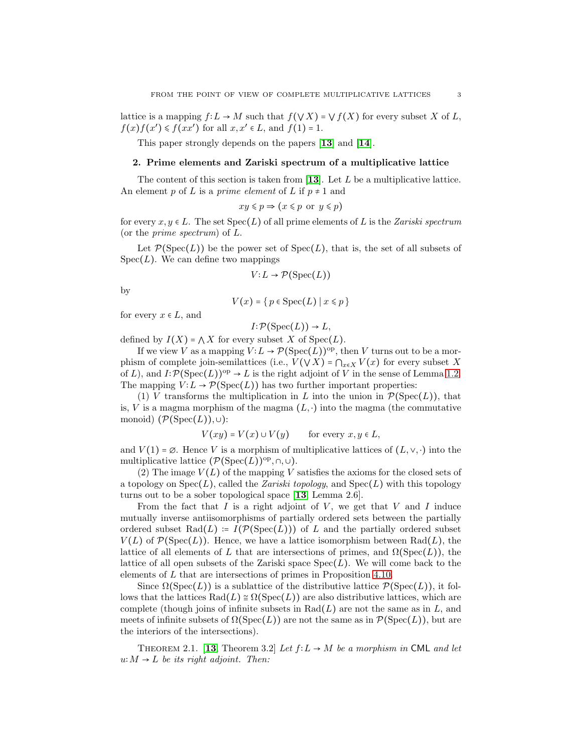lattice is a mapping $f\colon L \to M$ such that $f(\bigvee X) = \bigvee f(X)$ for every subset $X$ of $L$, $f(x)f(x') \leqslant f(xx')$ for all $x, x' \in L$, and $f(1) = 1$.

This paper strongly depends on the papers [**13**] and [**14**].

## 2. Prime elements and Zariski spectrum of a multiplicative lattice

The content of this section is taken from [**13**]. Let $L$ be a multiplicative lattice. An element $p$ of $L$ is a *prime element* of $L$ if $p \neq 1$ and

$$xy \leqslant p \Rightarrow (x \leqslant p \text{ or } y \leqslant p)$$

for every $x, y \in L$. The set $\operatorname{Spec}(L)$ of all prime elements of $L$ is the *Zariski spectrum* (or the *prime spectrum*) of $L$.

Let $\mathcal{P}(\operatorname{Spec}(L))$ be the power set of $\operatorname{Spec}(L)$, that is, the set of all subsets of $\operatorname{Spec}(L)$. We can define two mappings

$$V\colon L \to \mathcal{P}(\operatorname{Spec}(L))$$

by

$$V(x) = \{\, p \in \operatorname{Spec}(L) \mid x \leqslant p \,\}$$

for every $x \in L$, and

$$I\colon \mathcal{P}(\operatorname{Spec}(L)) \to L,$$

defined by $I(X) = \bigwedge X$ for every subset $X$ of $\operatorname{Spec}(L)$.

If we view $V$ as a mapping $V\colon L \to \mathcal{P}(\operatorname{Spec}(L))^{\mathrm{op}}$, then $V$ turns out to be a morphism of complete join-semilattices (i.e., $V(\bigvee X) = \bigcap_{x\in X} V(x)$ for every subset $X$ of $L$), and $I\colon \mathcal{P}(\operatorname{Spec}(L))^{\mathrm{op}} \to L$ is the right adjoint of $V$ in the sense of Lemma 1.2. The mapping $V\colon L \to \mathcal{P}(\operatorname{Spec}(L))$ has two further important properties:

(1) $V$ transforms the multiplication in $L$ into the union in $\mathcal{P}(\operatorname{Spec}(L))$, that is, $V$ is a magma morphism of the magma $(L, \cdot)$ into the magma (the commutative monoid) $(\mathcal{P}(\operatorname{Spec}(L)), \cup)$:

$$V(xy) = V(x) \cup V(y) \qquad \text{for every } x, y \in L,$$

and $V(1) = \varnothing$. Hence $V$ is a morphism of multiplicative lattices of $(L, \vee, \cdot)$ into the multiplicative lattice $(\mathcal{P}(\operatorname{Spec}(L))^{\mathrm{op}}, \cap, \cup)$.

(2) The image $V(L)$ of the mapping $V$ satisfies the axioms for the closed sets of a topology on $\operatorname{Spec}(L)$, called the *Zariski topology*, and $\operatorname{Spec}(L)$ with this topology turns out to be a sober topological space [**13**, Lemma 2.6].

From the fact that $I$ is a right adjoint of $V$, we get that $V$ and $I$ induce mutually inverse antiisomorphisms of partially ordered sets between the partially ordered subset $\operatorname{Rad}(L) := I(\mathcal{P}(\operatorname{Spec}(L)))$ of $L$ and the partially ordered subset $V(L)$ of $\mathcal{P}(\operatorname{Spec}(L))$. Hence, we have a lattice isomorphism between $\operatorname{Rad}(L)$, the lattice of all elements of $L$ that are intersections of primes, and $\Omega(\operatorname{Spec}(L))$, the lattice of all open subsets of the Zariski space $\operatorname{Spec}(L)$. We will come back to the elements of $L$ that are intersections of primes in Proposition 4.10.

Since $\Omega(\operatorname{Spec}(L))$ is a sublattice of the distributive lattice $\mathcal{P}(\operatorname{Spec}(L))$, it follows that the lattices $\operatorname{Rad}(L) \cong \Omega(\operatorname{Spec}(L))$ are also distributive lattices, which are complete (though joins of infinite subsets in $\operatorname{Rad}(L)$ are not the same as in $L$, and meets of infinite subsets of $\Omega(\operatorname{Spec}(L))$ are not the same as in $\mathcal{P}(\operatorname{Spec}(L))$, but are the interiors of the intersections).

Theorem 2.1. [**13**, Theorem 3.2] *Let $f\colon L \to M$ be a morphism in* $\mathsf{CML}$ *and let $u\colon M \to L$ be its right adjoint. Then:*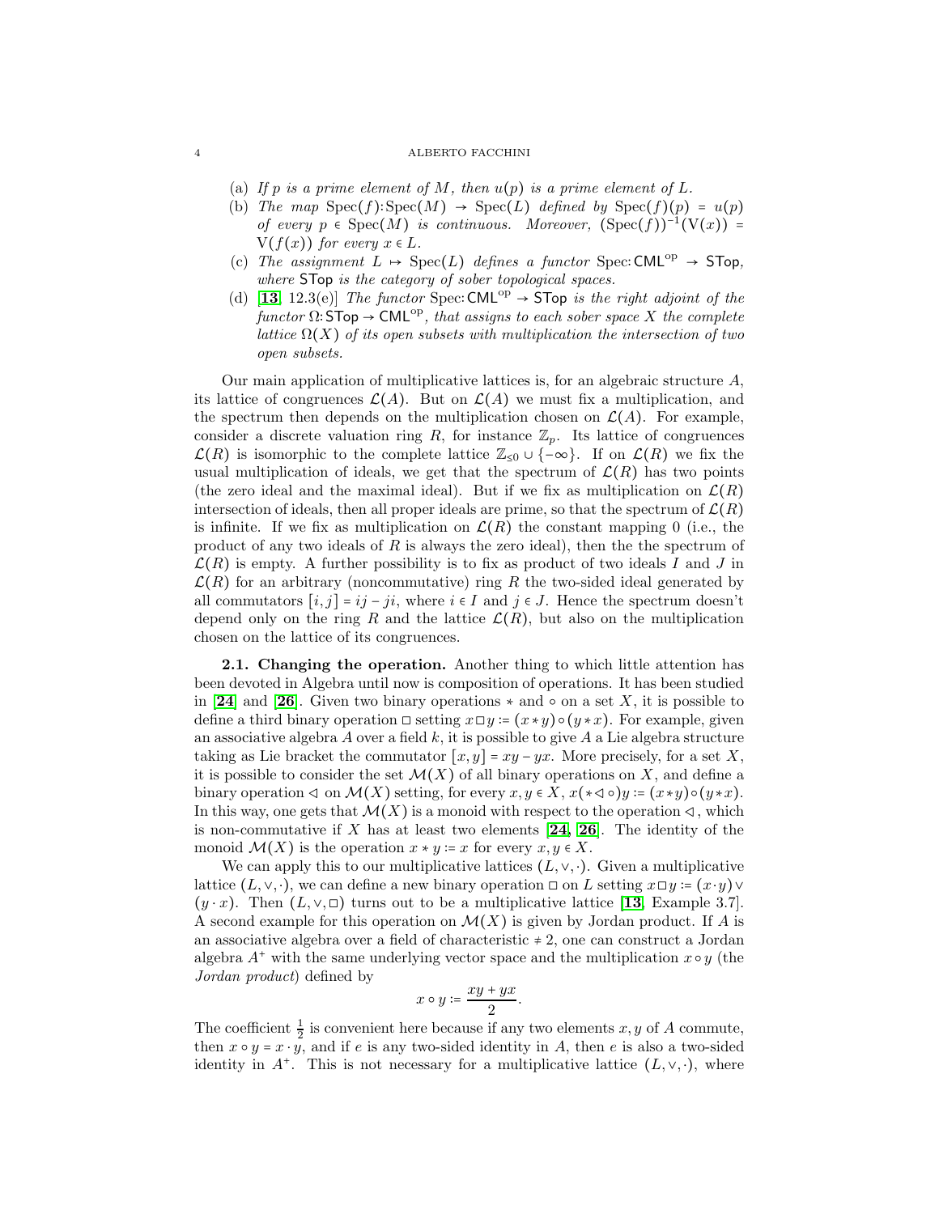(a) *If $p$ is a prime element of $M$, then $u(p)$ is a prime element of $L$.*

(b) *The map $\operatorname{Spec}(f)\colon \operatorname{Spec}(M) \to \operatorname{Spec}(L)$ defined by $\operatorname{Spec}(f)(p) = u(p)$ of every $p \in \operatorname{Spec}(M)$ is continuous. Moreover, $(\operatorname{Spec}(f))^{-1}(\mathrm{V}(x)) = \mathrm{V}(f(x))$ for every $x \in L$.*

(c) *The assignment $L \mapsto \operatorname{Spec}(L)$ defines a functor $\operatorname{Spec}\colon \mathsf{CML}^{\mathrm{op}} \to \mathsf{STop}$, where $\mathsf{STop}$ is the category of sober topological spaces.*

(d) [**13**, 12.3(e)] *The functor $\operatorname{Spec}\colon \mathsf{CML}^{\mathrm{op}} \to \mathsf{STop}$ is the right adjoint of the functor $\Omega\colon \mathsf{STop} \to \mathsf{CML}^{\mathrm{op}}$, that assigns to each sober space $X$ the complete lattice $\Omega(X)$ of its open subsets with multiplication the intersection of two open subsets.*

Our main application of multiplicative lattices is, for an algebraic structure $A$, its lattice of congruences $\mathcal{L}(A)$. But on $\mathcal{L}(A)$ we must fix a multiplication, and the spectrum then depends on the multiplication chosen on $\mathcal{L}(A)$. For example, consider a discrete valuation ring $R$, for instance $\mathbb{Z}_p$. Its lattice of congruences $\mathcal{L}(R)$ is isomorphic to the complete lattice $\mathbb{Z}_{\leq 0} \cup \{-\infty\}$. If on $\mathcal{L}(R)$ we fix the usual multiplication of ideals, we get that the spectrum of $\mathcal{L}(R)$ has two points (the zero ideal and the maximal ideal). But if we fix as multiplication on $\mathcal{L}(R)$ intersection of ideals, then all proper ideals are prime, so that the spectrum of $\mathcal{L}(R)$ is infinite. If we fix as multiplication on $\mathcal{L}(R)$ the constant mapping 0 (i.e., the product of any two ideals of $R$ is always the zero ideal), then the the spectrum of $\mathcal{L}(R)$ is empty. A further possibility is to fix as product of two ideals $I$ and $J$ in $\mathcal{L}(R)$ for an arbitrary (noncommutative) ring $R$ the two-sided ideal generated by all commutators $[i,j] = ij - ji$, where $i \in I$ and $j \in J$. Hence the spectrum doesn't depend only on the ring $R$ and the lattice $\mathcal{L}(R)$, but also on the multiplication chosen on the lattice of its congruences.

**2.1. Changing the operation.** Another thing to which little attention has been devoted in Algebra until now is composition of operations. It has been studied in [**24**] and [**26**]. Given two binary operations $*$ and $\circ$ on a set $X$, it is possible to define a third binary operation $\square$ setting $x \,\square\, y := (x * y) \circ (y * x)$. For example, given an associative algebra $A$ over a field $k$, it is possible to give $A$ a Lie algebra structure taking as Lie bracket the commutator $[x,y] = xy - yx$. More precisely, for a set $X$, it is possible to consider the set $\mathcal{M}(X)$ of all binary operations on $X$, and define a binary operation $\lhd$ on $\mathcal{M}(X)$ setting, for every $x, y \in X$, $x(* \lhd \circ)y := (x * y) \circ (y * x)$. In this way, one gets that $\mathcal{M}(X)$ is a monoid with respect to the operation $\lhd$, which is non-commutative if $X$ has at least two elements [**24, 26**]. The identity of the monoid $\mathcal{M}(X)$ is the operation $x * y := x$ for every $x, y \in X$.

We can apply this to our multiplicative lattices $(L, \vee, \cdot)$. Given a multiplicative lattice $(L, \vee, \cdot)$, we can define a new binary operation $\square$ on $L$ setting $x \,\square\, y := (x \cdot y) \vee (y \cdot x)$. Then $(L, \vee, \square)$ turns out to be a multiplicative lattice [**13**, Example 3.7]. A second example for this operation on $\mathcal{M}(X)$ is given by Jordan product. If $A$ is an associative algebra over a field of characteristic $\neq 2$, one can construct a Jordan algebra $A^+$ with the same underlying vector space and the multiplication $x \circ y$ (the *Jordan product*) defined by

$$x \circ y := \frac{xy + yx}{2}.$$

The coefficient $\frac{1}{2}$ is convenient here because if any two elements $x, y$ of $A$ commute, then $x \circ y = x \cdot y$, and if $e$ is any two-sided identity in $A$, then $e$ is also a two-sided identity in $A^+$. This is not necessary for a multiplicative lattice $(L, \vee, \cdot)$, where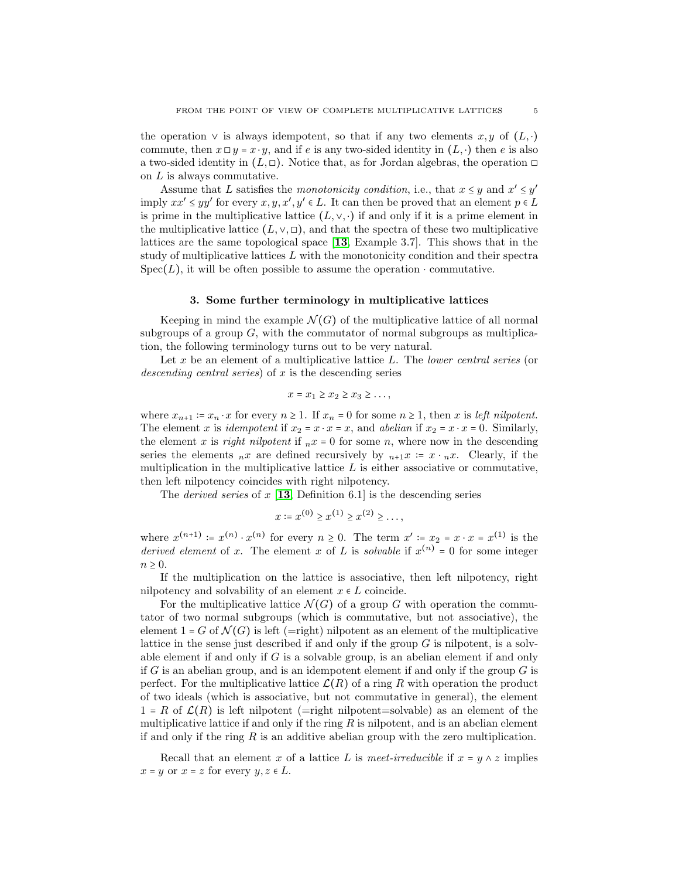the operation $\vee$ is always idempotent, so that if any two elements $x, y$ of $(L, \cdot)$ commute, then $x \,\square\, y = x \cdot y$, and if $e$ is any two-sided identity in $(L, \cdot)$ then $e$ is also a two-sided identity in $(L, \square)$. Notice that, as for Jordan algebras, the operation $\square$ on $L$ is always commutative.

Assume that $L$ satisfies the *monotonicity condition*, i.e., that $x \le y$ and $x' \le y'$ imply $xx' \le yy'$ for every $x, y, x', y' \in L$. It can then be proved that an element $p \in L$ is prime in the multiplicative lattice $(L, \vee, \cdot)$ if and only if it is a prime element in the multiplicative lattice $(L, \vee, \square)$, and that the spectra of these two multiplicative lattices are the same topological space [**13**, Example 3.7]. This shows that in the study of multiplicative lattices $L$ with the monotonicity condition and their spectra $\mathrm{Spec}(L)$, it will be often possible to assume the operation $\cdot$ commutative.

## 3. Some further terminology in multiplicative lattices

Keeping in mind the example $\mathcal{N}(G)$ of the multiplicative lattice of all normal subgroups of a group $G$, with the commutator of normal subgroups as multiplication, the following terminology turns out to be very natural.

Let $x$ be an element of a multiplicative lattice $L$. The *lower central series* (or *descending central series*) of $x$ is the descending series

$$x = x_1 \ge x_2 \ge x_3 \ge \dots,$$

where $x_{n+1} := x_n \cdot x$ for every $n \ge 1$. If $x_n = 0$ for some $n \ge 1$, then $x$ is *left nilpotent*. The element $x$ is *idempotent* if $x_2 = x \cdot x = x$, and *abelian* if $x_2 = x \cdot x = 0$. Similarly, the element $x$ is *right nilpotent* if ${}_n x = 0$ for some $n$, where now in the descending series the elements ${}_n x$ are defined recursively by ${}_{n+1} x := x \cdot {}_n x$. Clearly, if the multiplication in the multiplicative lattice $L$ is either associative or commutative, then left nilpotency coincides with right nilpotency.

The *derived series* of $x$ [**13**, Definition 6.1] is the descending series

$$x := x^{(0)} \ge x^{(1)} \ge x^{(2)} \ge \dots,$$

where $x^{(n+1)} := x^{(n)} \cdot x^{(n)}$ for every $n \ge 0$. The term $x' := x_2 = x \cdot x = x^{(1)}$ is the *derived element* of $x$. The element $x$ of $L$ is *solvable* if $x^{(n)} = 0$ for some integer $n \ge 0$.

If the multiplication on the lattice is associative, then left nilpotency, right nilpotency and solvability of an element $x \in L$ coincide.

For the multiplicative lattice $\mathcal{N}(G)$ of a group $G$ with operation the commutator of two normal subgroups (which is commutative, but not associative), the element $1 = G$ of $\mathcal{N}(G)$ is left (=right) nilpotent as an element of the multiplicative lattice in the sense just described if and only if the group $G$ is nilpotent, is a solvable element if and only if $G$ is a solvable group, is an abelian element if and only if $G$ is an abelian group, and is an idempotent element if and only if the group $G$ is perfect. For the multiplicative lattice $\mathcal{L}(R)$ of a ring $R$ with operation the product of two ideals (which is associative, but not commutative in general), the element $1 = R$ of $\mathcal{L}(R)$ is left nilpotent (=right nilpotent=solvable) as an element of the multiplicative lattice if and only if the ring $R$ is nilpotent, and is an abelian element if and only if the ring $R$ is an additive abelian group with the zero multiplication.

Recall that an element $x$ of a lattice $L$ is *meet-irreducible* if $x = y \wedge z$ implies $x = y$ or $x = z$ for every $y, z \in L$.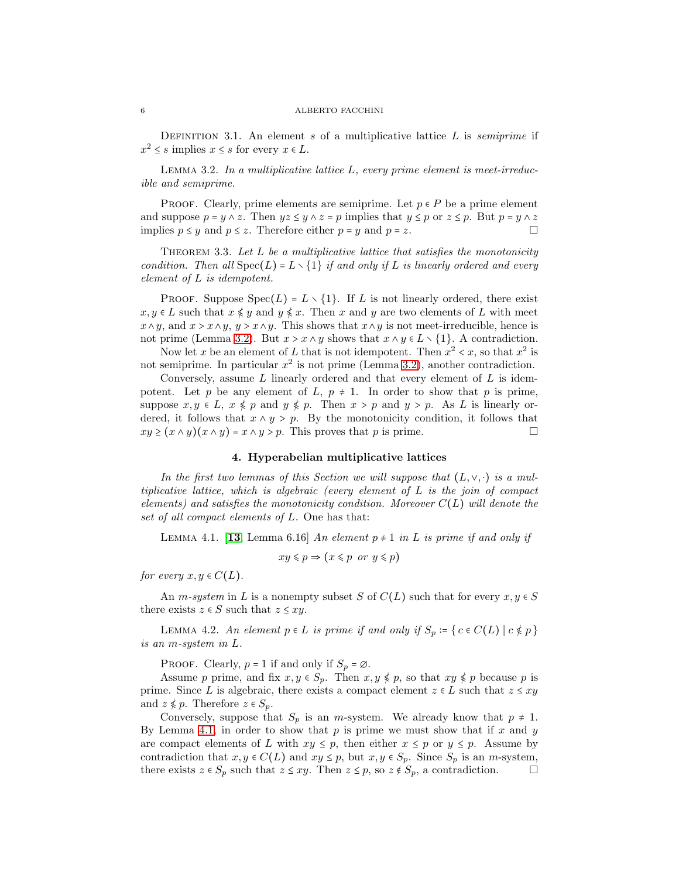Definition 3.1. An element $s$ of a multiplicative lattice $L$ is *semiprime* if $x^2 \le s$ implies $x \le s$ for every $x \in L$.

Lemma 3.2. *In a multiplicative lattice $L$, every prime element is meet-irreducible and semiprime.*

Proof. Clearly, prime elements are semiprime. Let $p \in P$ be a prime element and suppose $p = y \wedge z$. Then $yz \le y \wedge z = p$ implies that $y \le p$ or $z \le p$. But $p = y \wedge z$ implies $p \le y$ and $p \le z$. Therefore either $p = y$ and $p = z$. □

Theorem 3.3. *Let $L$ be a multiplicative lattice that satisfies the monotonicity condition. Then all $\operatorname{Spec}(L) = L \smallsetminus \{1\}$ if and only if $L$ is linearly ordered and every element of $L$ is idempotent.*

Proof. Suppose $\operatorname{Spec}(L) = L \smallsetminus \{1\}$. If $L$ is not linearly ordered, there exist $x, y \in L$ such that $x \nleq y$ and $y \nleq x$. Then $x$ and $y$ are two elements of $L$ with meet $x \wedge y$, and $x > x \wedge y$, $y > x \wedge y$. This shows that $x \wedge y$ is not meet-irreducible, hence is not prime (Lemma 3.2). But $x > x \wedge y$ shows that $x \wedge y \in L \smallsetminus \{1\}$. A contradiction.

Now let $x$ be an element of $L$ that is not idempotent. Then $x^2 < x$, so that $x^2$ is not semiprime. In particular $x^2$ is not prime (Lemma 3.2), another contradiction.

Conversely, assume $L$ linearly ordered and that every element of $L$ is idempotent. Let $p$ be any element of $L$, $p \neq 1$. In order to show that $p$ is prime, suppose $x, y \in L$, $x \nleq p$ and $y \nleq p$. Then $x > p$ and $y > p$. As $L$ is linearly ordered, it follows that $x \wedge y > p$. By the monotonicity condition, it follows that $xy \ge (x \wedge y)(x \wedge y) = x \wedge y > p$. This proves that $p$ is prime. □

## 4. Hyperabelian multiplicative lattices

*In the first two lemmas of this Section we will suppose that $(L, \vee, \cdot)$ is a multiplicative lattice, which is algebraic (every element of $L$ is the join of compact elements) and satisfies the monotonicity condition. Moreover $C(L)$ will denote the set of all compact elements of $L$.* One has that:

Lemma 4.1. [**13**] Lemma 6.16] *An element $p \neq 1$ in $L$ is prime if and only if*

$$xy \leqslant p \Rightarrow (x \leqslant p \text{ or } y \leqslant p)$$

*for every $x, y \in C(L)$.*

An *m-system* in $L$ is a nonempty subset $S$ of $C(L)$ such that for every $x, y \in S$ there exists $z \in S$ such that $z \le xy$.

Lemma 4.2. *An element $p \in L$ is prime if and only if $S_p := \{\, c \in C(L) \mid c \nleq p \,\}$ is an m-system in $L$.*

Proof. Clearly, $p = 1$ if and only if $S_p = \varnothing$.

Assume $p$ prime, and fix $x, y \in S_p$. Then $x, y \nleq p$, so that $xy \nleq p$ because $p$ is prime. Since $L$ is algebraic, there exists a compact element $z \in L$ such that $z \le xy$ and $z \nleq p$. Therefore $z \in S_p$.

Conversely, suppose that $S_p$ is an $m$-system. We already know that $p \neq 1$. By Lemma 4.1, in order to show that $p$ is prime we must show that if $x$ and $y$ are compact elements of $L$ with $xy \le p$, then either $x \le p$ or $y \le p$. Assume by contradiction that $x, y \in C(L)$ and $xy \le p$, but $x, y \in S_p$. Since $S_p$ is an $m$-system, there exists $z \in S_p$ such that $z \le xy$. Then $z \le p$, so $z \notin S_p$, a contradiction. □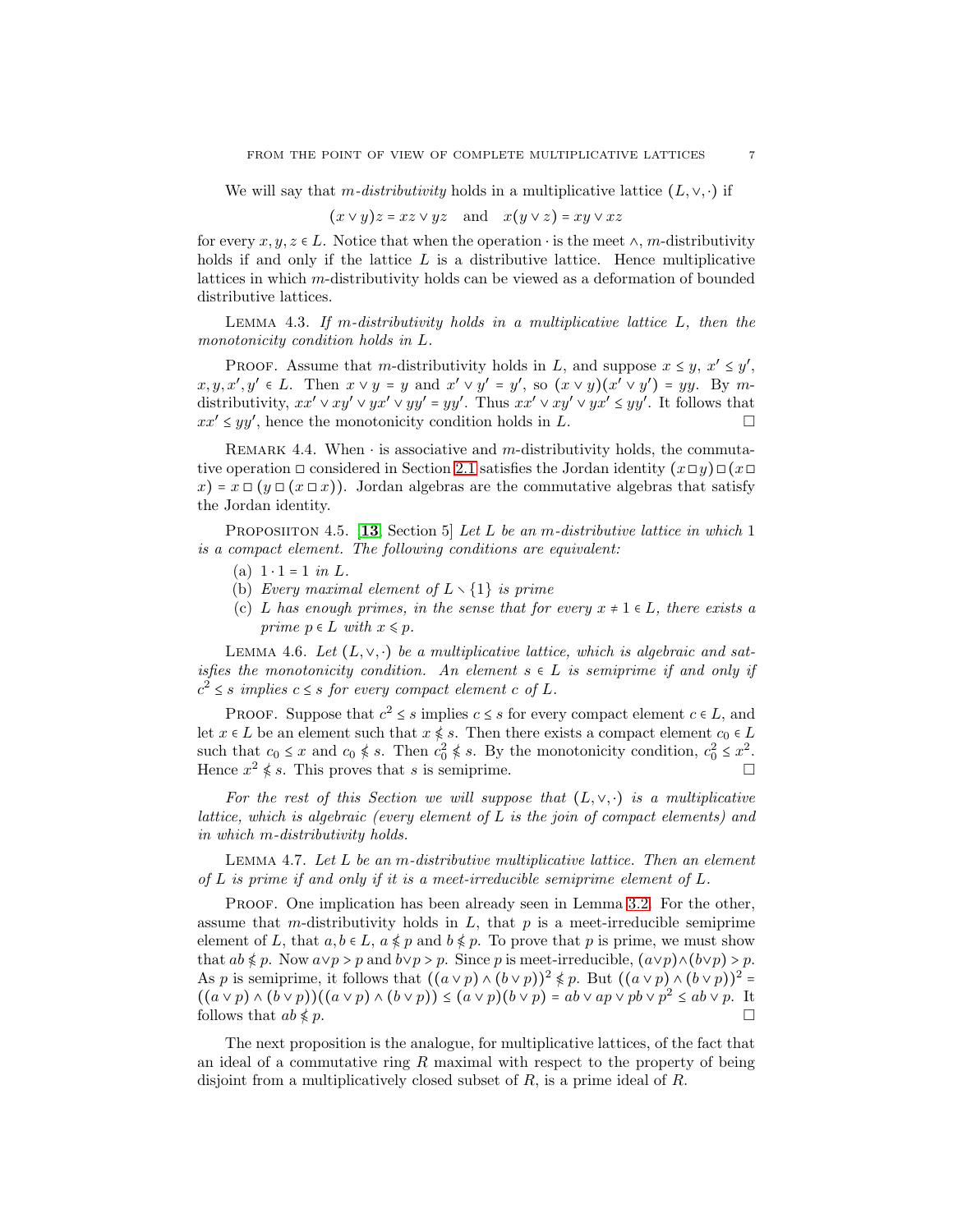We will say that *m-distributivity* holds in a multiplicative lattice $(L, \vee, \cdot)$ if

$$(x \vee y)z = xz \vee yz \quad \text{and} \quad x(y \vee z) = xy \vee xz$$

for every $x, y, z \in L$. Notice that when the operation $\cdot$ is the meet $\wedge$, $m$-distributivity holds if and only if the lattice $L$ is a distributive lattice. Hence multiplicative lattices in which $m$-distributivity holds can be viewed as a deformation of bounded distributive lattices.

Lemma 4.3. *If $m$-distributivity holds in a multiplicative lattice $L$, then the monotonicity condition holds in $L$.*

Proof. Assume that $m$-distributivity holds in $L$, and suppose $x \leq y$, $x' \leq y'$, $x, y, x', y' \in L$. Then $x \vee y = y$ and $x' \vee y' = y'$, so $(x \vee y)(x' \vee y') = yy$. By $m$-distributivity, $xx' \vee xy' \vee yx' \vee yy' = yy'$. Thus $xx' \vee xy' \vee yx' \leq yy'$. It follows that $xx' \leq yy'$, hence the monotonicity condition holds in $L$. □

Remark 4.4. When $\cdot$ is associative and $m$-distributivity holds, the commutative operation $\square$ considered in Section 2.1 satisfies the Jordan identity $(x \square y) \square (x \square x) = x \square (y \square (x \square x))$. Jordan algebras are the commutative algebras that satisfy the Jordan identity.

Propositon 4.5. [**13**, Section 5] *Let $L$ be an $m$-distributive lattice in which $1$ is a compact element. The following conditions are equivalent:*

(a) $1 \cdot 1 = 1$ *in* $L$.

(b) *Every maximal element of* $L \setminus \{1\}$ *is prime*

(c) *$L$ has enough primes, in the sense that for every $x \neq 1 \in L$, there exists a prime $p \in L$ with $x \leqslant p$.*

Lemma 4.6. *Let $(L, \vee, \cdot)$ be a multiplicative lattice, which is algebraic and satisfies the monotonicity condition. An element $s \in L$ is semiprime if and only if $c^2 \leq s$ implies $c \leq s$ for every compact element $c$ of $L$.*

Proof. Suppose that $c^2 \leq s$ implies $c \leq s$ for every compact element $c \in L$, and let $x \in L$ be an element such that $x \nleq s$. Then there exists a compact element $c_0 \in L$ such that $c_0 \leq x$ and $c_0 \nleq s$. Then $c_0^2 \nleq s$. By the monotonicity condition, $c_0^2 \leq x^2$. Hence $x^2 \nleq s$. This proves that $s$ is semiprime. □

*For the rest of this Section we will suppose that $(L, \vee, \cdot)$ is a multiplicative lattice, which is algebraic (every element of $L$ is the join of compact elements) and in which $m$-distributivity holds.*

Lemma 4.7. *Let $L$ be an $m$-distributive multiplicative lattice. Then an element of $L$ is prime if and only if it is a meet-irreducible semiprime element of $L$.*

Proof. One implication has been already seen in Lemma 3.2. For the other, assume that $m$-distributivity holds in $L$, that $p$ is a meet-irreducible semiprime element of $L$, that $a, b \in L$, $a \nleq p$ and $b \nleq p$. To prove that $p$ is prime, we must show that $ab \nleq p$. Now $a \vee p > p$ and $b \vee p > p$. Since $p$ is meet-irreducible, $(a \vee p) \wedge (b \vee p) > p$. As $p$ is semiprime, it follows that $((a \vee p) \wedge (b \vee p))^2 \nleq p$. But $((a \vee p) \wedge (b \vee p))^2 = ((a \vee p) \wedge (b \vee p))((a \vee p) \wedge (b \vee p)) \leq (a \vee p)(b \vee p) = ab \vee ap \vee pb \vee p^2 \leq ab \vee p$. It follows that $ab \nleq p$. □

The next proposition is the analogue, for multiplicative lattices, of the fact that an ideal of a commutative ring $R$ maximal with respect to the property of being disjoint from a multiplicatively closed subset of $R$, is a prime ideal of $R$.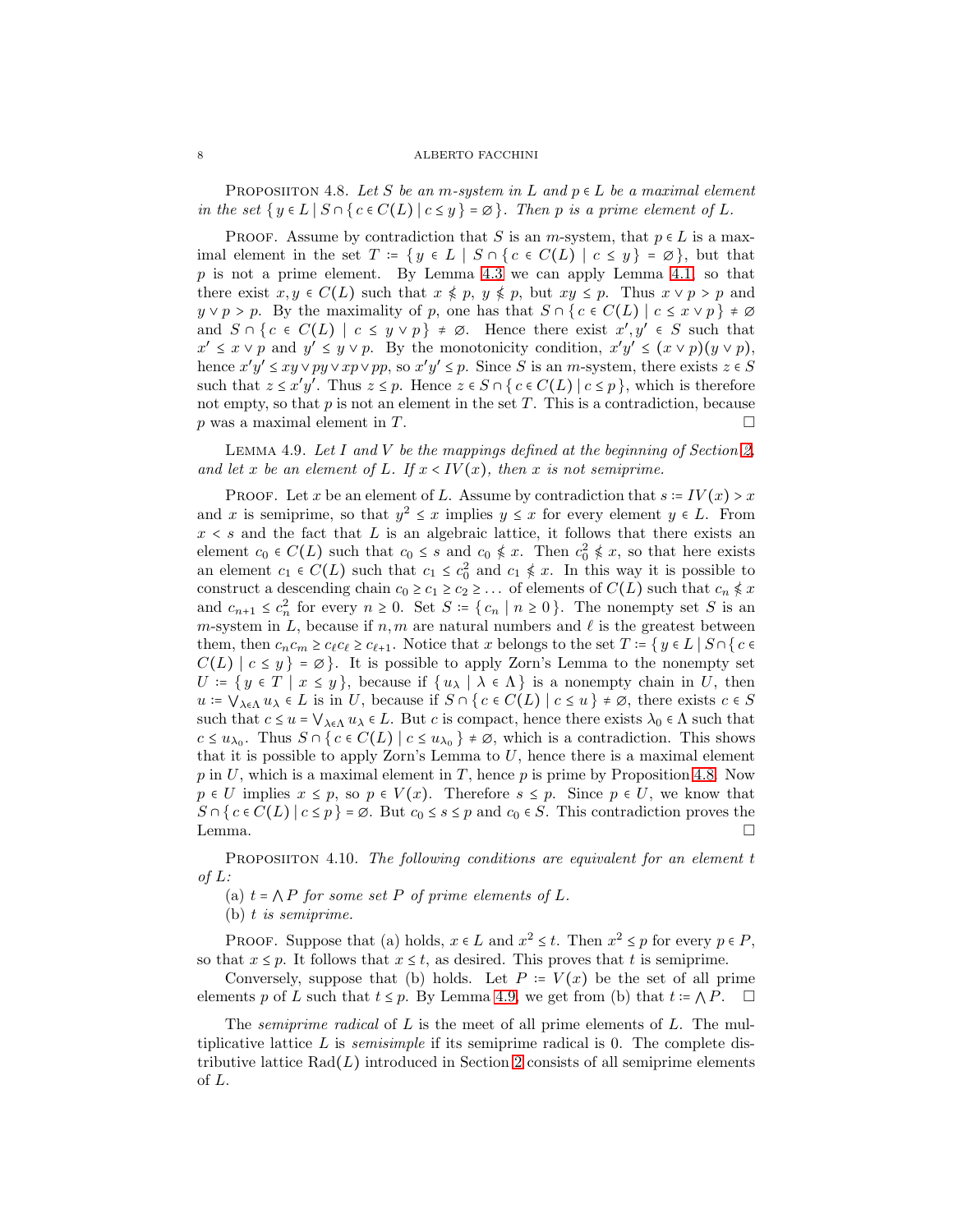Propositon 4.8. *Let $S$ be an $m$-system in $L$ and $p \in L$ be a maximal element in the set $\{ y \in L \mid S \cap \{ c \in C(L) \mid c \leq y \} = \varnothing \}$. Then $p$ is a prime element of $L$.*

Proof. Assume by contradiction that $S$ is an $m$-system, that $p \in L$ is a maximal element in the set $T := \{ y \in L \mid S \cap \{ c \in C(L) \mid c \leq y \} = \varnothing \}$, but that $p$ is not a prime element. By Lemma 4.3 we can apply Lemma 4.1, so that there exist $x, y \in C(L)$ such that $x \nleq p$, $y \nleq p$, but $xy \leq p$. Thus $x \vee p > p$ and $y \vee p > p$. By the maximality of $p$, one has that $S \cap \{ c \in C(L) \mid c \leq x \vee p \} \neq \varnothing$ and $S \cap \{ c \in C(L) \mid c \leq y \vee p \} \neq \varnothing$. Hence there exist $x', y' \in S$ such that $x' \leq x \vee p$ and $y' \leq y \vee p$. By the monotonicity condition, $x'y' \leq (x \vee p)(y \vee p)$, hence $x'y' \leq xy \vee py \vee xp \vee pp$, so $x'y' \leq p$. Since $S$ is an $m$-system, there exists $z \in S$ such that $z \leq x'y'$. Thus $z \leq p$. Hence $z \in S \cap \{ c \in C(L) \mid c \leq p \}$, which is therefore not empty, so that $p$ is not an element in the set $T$. This is a contradiction, because $p$ was a maximal element in $T$. □

Lemma 4.9. *Let $I$ and $V$ be the mappings defined at the beginning of Section 2, and let $x$ be an element of $L$. If $x < IV(x)$, then $x$ is not semiprime.*

Proof. Let $x$ be an element of $L$. Assume by contradiction that $s := IV(x) > x$ and $x$ is semiprime, so that $y^2 \leq x$ implies $y \leq x$ for every element $y \in L$. From $x < s$ and the fact that $L$ is an algebraic lattice, it follows that there exists an element $c_0 \in C(L)$ such that $c_0 \leq s$ and $c_0 \nleq x$. Then $c_0^2 \nleq x$, so that here exists an element $c_1 \in C(L)$ such that $c_1 \leq c_0^2$ and $c_1 \nleq x$. In this way it is possible to construct a descending chain $c_0 \geq c_1 \geq c_2 \geq \dots$ of elements of $C(L)$ such that $c_n \nleq x$ and $c_{n+1} \leq c_n^2$ for every $n \geq 0$. Set $S := \{ c_n \mid n \geq 0 \}$. The nonempty set $S$ is an $m$-system in $L$, because if $n, m$ are natural numbers and $\ell$ is the greatest between them, then $c_n c_m \geq c_\ell c_\ell \geq c_{\ell+1}$. Notice that $x$ belongs to the set $T := \{ y \in L \mid S \cap \{ c \in C(L) \mid c \leq y \} = \varnothing \}$. It is possible to apply Zorn's Lemma to the nonempty set $U := \{ y \in T \mid x \leq y \}$, because if $\{ u_\lambda \mid \lambda \in \Lambda \}$ is a nonempty chain in $U$, then $u := \bigvee_{\lambda \in \Lambda} u_\lambda \in L$ is in $U$, because if $S \cap \{ c \in C(L) \mid c \leq u \} \neq \varnothing$, there exists $c \in S$ such that $c \leq u = \bigvee_{\lambda \in \Lambda} u_\lambda \in L$. But $c$ is compact, hence there exists $\lambda_0 \in \Lambda$ such that $c \leq u_{\lambda_0}$. Thus $S \cap \{ c \in C(L) \mid c \leq u_{\lambda_0} \} \neq \varnothing$, which is a contradiction. This shows that it is possible to apply Zorn's Lemma to $U$, hence there is a maximal element $p$ in $U$, which is a maximal element in $T$, hence $p$ is prime by Proposition 4.8. Now $p \in U$ implies $x \leq p$, so $p \in V(x)$. Therefore $s \leq p$. Since $p \in U$, we know that $S \cap \{ c \in C(L) \mid c \leq p \} = \varnothing$. But $c_0 \leq s \leq p$ and $c_0 \in S$. This contradiction proves the Lemma. □

Propositon 4.10. *The following conditions are equivalent for an element $t$ of $L$:*

(a) *$t = \bigwedge P$ for some set $P$ of prime elements of $L$.*
(b) *$t$ is semiprime.*

Proof. Suppose that (a) holds, $x \in L$ and $x^2 \leq t$. Then $x^2 \leq p$ for every $p \in P$, so that $x \leq p$. It follows that $x \leq t$, as desired. This proves that $t$ is semiprime.

Conversely, suppose that (b) holds. Let $P := V(x)$ be the set of all prime elements $p$ of $L$ such that $t \leq p$. By Lemma 4.9, we get from (b) that $t := \bigwedge P$. □

The *semiprime radical* of $L$ is the meet of all prime elements of $L$. The multiplicative lattice $L$ is *semisimple* if its semiprime radical is 0. The complete distributive lattice $\mathrm{Rad}(L)$ introduced in Section 2 consists of all semiprime elements of $L$.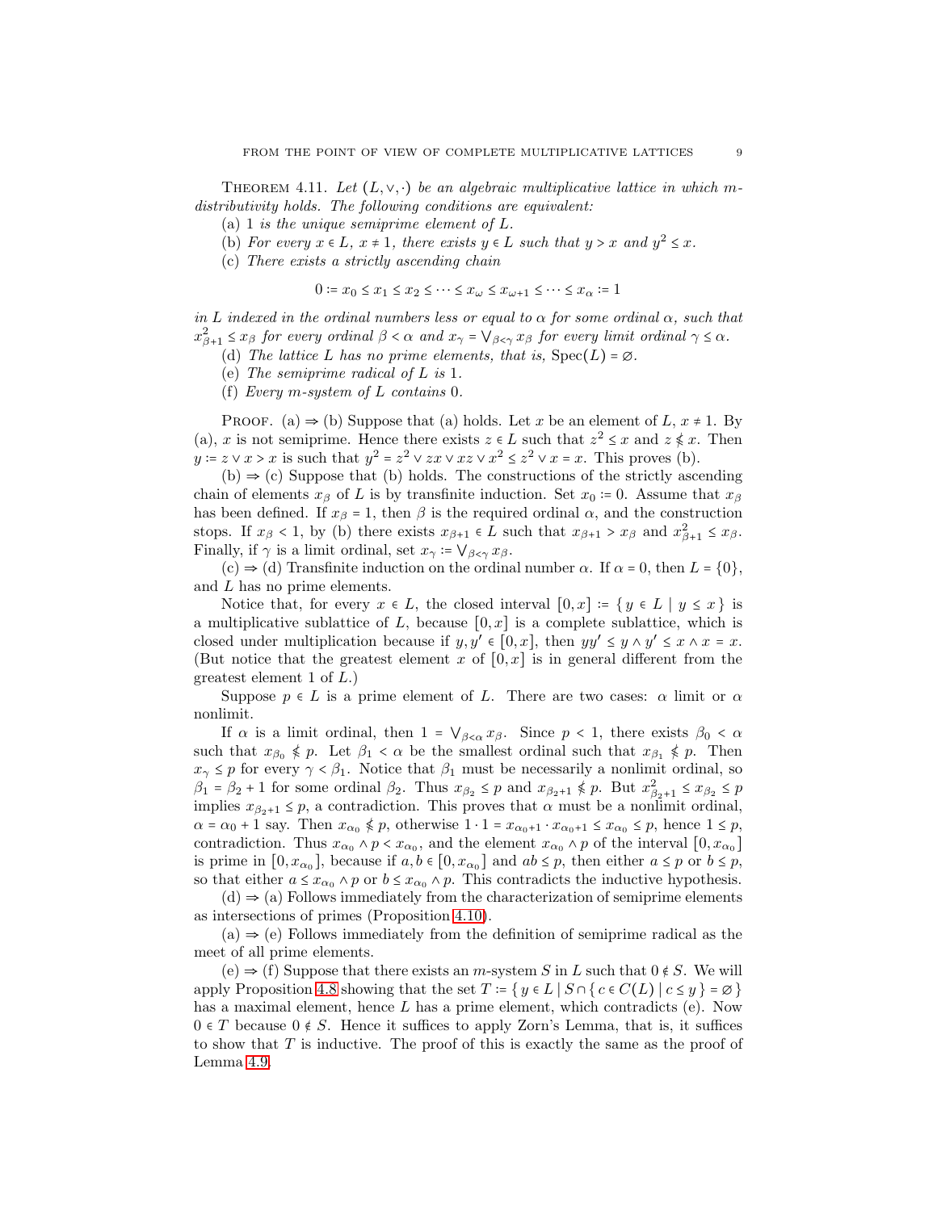**Theorem 4.11.** *Let $(L, \vee, \cdot)$ be an algebraic multiplicative lattice in which $m$-distributivity holds. The following conditions are equivalent:*

(a) *1 is the unique semiprime element of $L$.*

(b) *For every $x \in L$, $x \neq 1$, there exists $y \in L$ such that $y > x$ and $y^2 \leq x$.*

(c) *There exists a strictly ascending chain*

$$0 := x_0 \leq x_1 \leq x_2 \leq \cdots \leq x_\omega \leq x_{\omega+1} \leq \cdots \leq x_\alpha := 1$$

*in $L$ indexed in the ordinal numbers less or equal to $\alpha$ for some ordinal $\alpha$, such that $x_{\beta+1}^2 \leq x_\beta$ for every ordinal $\beta < \alpha$ and $x_\gamma = \bigvee_{\beta<\gamma} x_\beta$ for every limit ordinal $\gamma \leq \alpha$.*

(d) *The lattice $L$ has no prime elements, that is, $\operatorname{Spec}(L) = \varnothing$.*

(e) *The semiprime radical of $L$ is 1.*

(f) *Every $m$-system of $L$ contains 0.*

Proof. (a) $\Rightarrow$ (b) Suppose that (a) holds. Let $x$ be an element of $L$, $x \neq 1$. By (a), $x$ is not semiprime. Hence there exists $z \in L$ such that $z^2 \leq x$ and $z \nleq x$. Then $y := z \vee x > x$ is such that $y^2 = z^2 \vee zx \vee xz \vee x^2 \leq z^2 \vee x = x$. This proves (b).

(b) $\Rightarrow$ (c) Suppose that (b) holds. The constructions of the strictly ascending chain of elements $x_\beta$ of $L$ is by transfinite induction. Set $x_0 := 0$. Assume that $x_\beta$ has been defined. If $x_\beta = 1$, then $\beta$ is the required ordinal $\alpha$, and the construction stops. If $x_\beta < 1$, by (b) there exists $x_{\beta+1} \in L$ such that $x_{\beta+1} > x_\beta$ and $x_{\beta+1}^2 \leq x_\beta$. Finally, if $\gamma$ is a limit ordinal, set $x_\gamma := \bigvee_{\beta<\gamma} x_\beta$.

(c) $\Rightarrow$ (d) Transfinite induction on the ordinal number $\alpha$. If $\alpha = 0$, then $L = \{0\}$, and $L$ has no prime elements.

Notice that, for every $x \in L$, the closed interval $[0, x] := \{ y \in L \mid y \leq x \}$ is a multiplicative sublattice of $L$, because $[0, x]$ is a complete sublattice, which is closed under multiplication because if $y, y' \in [0, x]$, then $yy' \leq y \wedge y' \leq x \wedge x = x$. (But notice that the greatest element $x$ of $[0, x]$ is in general different from the greatest element 1 of $L$.)

Suppose $p \in L$ is a prime element of $L$. There are two cases: $\alpha$ limit or $\alpha$ nonlimit.

If $\alpha$ is a limit ordinal, then $1 = \bigvee_{\beta<\alpha} x_\beta$. Since $p < 1$, there exists $\beta_0 < \alpha$ such that $x_{\beta_0} \nleq p$. Let $\beta_1 < \alpha$ be the smallest ordinal such that $x_{\beta_1} \nleq p$. Then $x_\gamma \leq p$ for every $\gamma < \beta_1$. Notice that $\beta_1$ must be necessarily a nonlimit ordinal, so $\beta_1 = \beta_2 + 1$ for some ordinal $\beta_2$. Thus $x_{\beta_2} \leq p$ and $x_{\beta_2+1} \nleq p$. But $x_{\beta_2+1}^2 \leq x_{\beta_2} \leq p$ implies $x_{\beta_2+1} \leq p$, a contradiction. This proves that $\alpha$ must be a nonlimit ordinal, $\alpha = \alpha_0 + 1$ say. Then $x_{\alpha_0} \nleq p$, otherwise $1 \cdot 1 = x_{\alpha_0+1} \cdot x_{\alpha_0+1} \leq x_{\alpha_0} \leq p$, hence $1 \leq p$, contradiction. Thus $x_{\alpha_0} \wedge p < x_{\alpha_0}$, and the element $x_{\alpha_0} \wedge p$ of the interval $[0, x_{\alpha_0}]$ is prime in $[0, x_{\alpha_0}]$, because if $a, b \in [0, x_{\alpha_0}]$ and $ab \leq p$, then either $a \leq p$ or $b \leq p$, so that either $a \leq x_{\alpha_0} \wedge p$ or $b \leq x_{\alpha_0} \wedge p$. This contradicts the inductive hypothesis.

(d) $\Rightarrow$ (a) Follows immediately from the characterization of semiprime elements as intersections of primes (Proposition 4.10).

(a) $\Rightarrow$ (e) Follows immediately from the definition of semiprime radical as the meet of all prime elements.

(e) $\Rightarrow$ (f) Suppose that there exists an $m$-system $S$ in $L$ such that $0 \notin S$. We will apply Proposition 4.8 showing that the set $T := \{ y \in L \mid S \cap \{ c \in C(L) \mid c \leq y \} = \varnothing \}$ has a maximal element, hence $L$ has a prime element, which contradicts (e). Now $0 \in T$ because $0 \notin S$. Hence it suffices to apply Zorn's Lemma, that is, it suffices to show that $T$ is inductive. The proof of this is exactly the same as the proof of Lemma 4.9.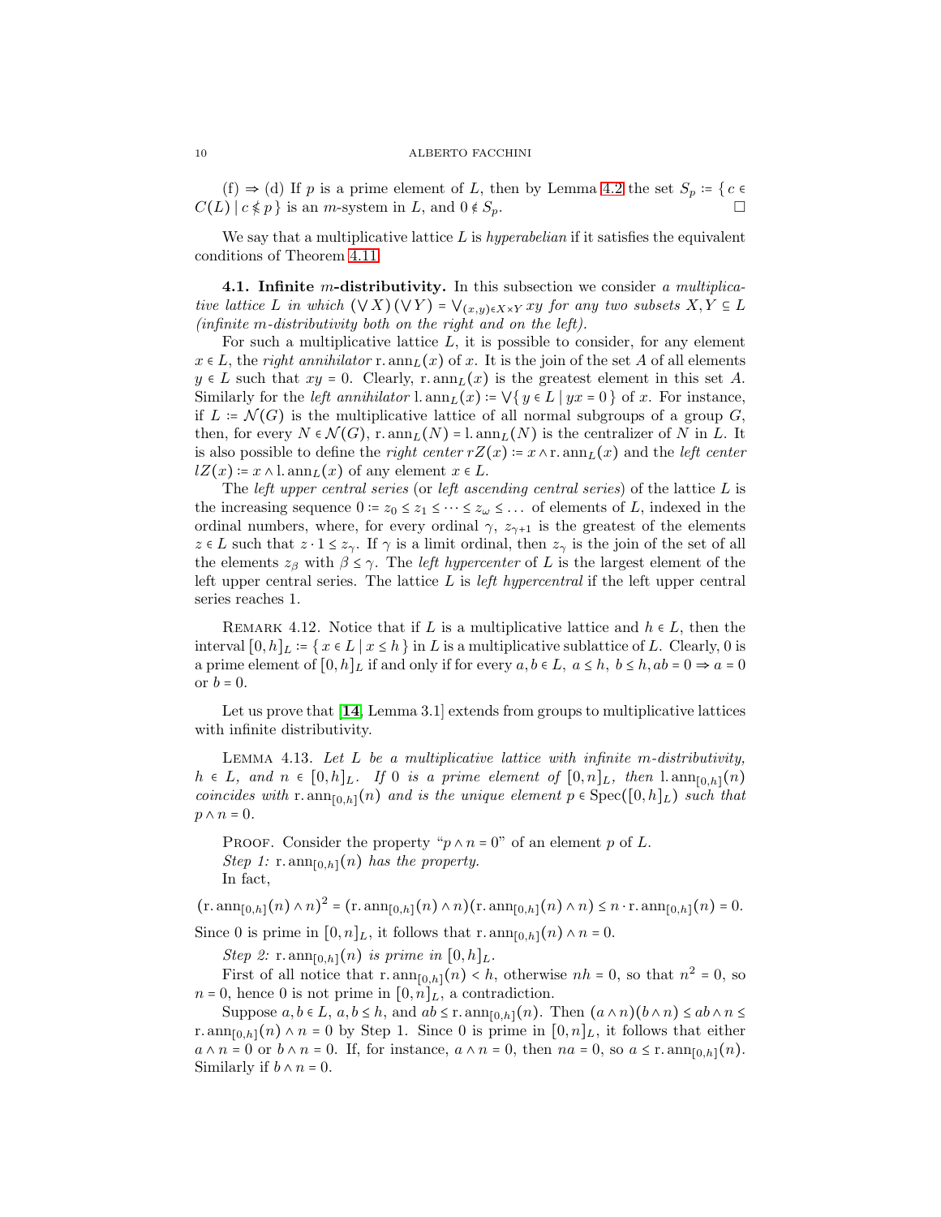(f) ⇒ (d) If $p$ is a prime element of $L$, then by Lemma 4.2 the set $S_p := \{\, c \in C(L) \mid c \nleq p \,\}$ is an $m$-system in $L$, and $0 \notin S_p$. □

We say that a multiplicative lattice $L$ is *hyperabelian* if it satisfies the equivalent conditions of Theorem 4.11.

**4.1. Infinite $m$-distributivity.** In this subsection we consider *a multiplicative lattice $L$ in which $(\bigvee X)(\bigvee Y) = \bigvee_{(x,y)\in X\times Y} xy$ for any two subsets $X, Y \subseteq L$ (infinite $m$-distributivity both on the right and on the left).*

For such a multiplicative lattice $L$, it is possible to consider, for any element $x \in L$, the *right annihilator* $\mathrm{r.ann}_L(x)$ of $x$. It is the join of the set $A$ of all elements $y \in L$ such that $xy = 0$. Clearly, $\mathrm{r.ann}_L(x)$ is the greatest element in this set $A$. Similarly for the *left annihilator* $\mathrm{l.ann}_L(x) := \bigvee\{\, y \in L \mid yx = 0 \,\}$ of $x$. For instance, if $L := \mathcal{N}(G)$ is the multiplicative lattice of all normal subgroups of a group $G$, then, for every $N \in \mathcal{N}(G)$, $\mathrm{r.ann}_L(N) = \mathrm{l.ann}_L(N)$ is the centralizer of $N$ in $L$. It is also possible to define the *right center* $rZ(x) := x \wedge \mathrm{r.ann}_L(x)$ and the *left center* $lZ(x) := x \wedge \mathrm{l.ann}_L(x)$ of any element $x \in L$.

The *left upper central series* (or *left ascending central series*) of the lattice $L$ is the increasing sequence $0 := z_0 \leq z_1 \leq \dots \leq z_\omega \leq \dots$ of elements of $L$, indexed in the ordinal numbers, where, for every ordinal $\gamma$, $z_{\gamma+1}$ is the greatest of the elements $z \in L$ such that $z \cdot 1 \leq z_\gamma$. If $\gamma$ is a limit ordinal, then $z_\gamma$ is the join of the set of all the elements $z_\beta$ with $\beta \leq \gamma$. The *left hypercenter* of $L$ is the largest element of the left upper central series. The lattice $L$ is *left hypercentral* if the left upper central series reaches 1.

REMARK 4.12. Notice that if $L$ is a multiplicative lattice and $h \in L$, then the interval $[0,h]_L := \{\, x \in L \mid x \leq h \,\}$ in $L$ is a multiplicative sublattice of $L$. Clearly, 0 is a prime element of $[0,h]_L$ if and only if for every $a, b \in L$, $a \leq h$, $b \leq h$, $ab = 0 \Rightarrow a = 0$ or $b = 0$.

Let us prove that [**14**, Lemma 3.1] extends from groups to multiplicative lattices with infinite distributivity.

LEMMA 4.13. *Let $L$ be a multiplicative lattice with infinite $m$-distributivity, $h \in L$, and $n \in [0,h]_L$. If 0 is a prime element of $[0,n]_L$, then $\mathrm{l.ann}_{[0,h]}(n)$ coincides with $\mathrm{r.ann}_{[0,h]}(n)$ and is the unique element $p \in \mathrm{Spec}([0,h]_L)$ such that $p \wedge n = 0$.*

PROOF. Consider the property "$p \wedge n = 0$" of an element $p$ of $L$.

*Step 1:* $\mathrm{r.ann}_{[0,h]}(n)$ *has the property.*

In fact,

$$(\mathrm{r.ann}_{[0,h]}(n) \wedge n)^2 = (\mathrm{r.ann}_{[0,h]}(n) \wedge n)(\mathrm{r.ann}_{[0,h]}(n) \wedge n) \leq n \cdot \mathrm{r.ann}_{[0,h]}(n) = 0.$$

Since 0 is prime in $[0,n]_L$, it follows that $\mathrm{r.ann}_{[0,h]}(n) \wedge n = 0$.

*Step 2:* $\mathrm{r.ann}_{[0,h]}(n)$ *is prime in* $[0,h]_L$.

First of all notice that $\mathrm{r.ann}_{[0,h]}(n) < h$, otherwise $nh = 0$, so that $n^2 = 0$, so $n = 0$, hence 0 is not prime in $[0,n]_L$, a contradiction.

Suppose $a, b \in L$, $a, b \leq h$, and $ab \leq \mathrm{r.ann}_{[0,h]}(n)$. Then $(a \wedge n)(b \wedge n) \leq ab \wedge n \leq \mathrm{r.ann}_{[0,h]}(n) \wedge n = 0$ by Step 1. Since 0 is prime in $[0,n]_L$, it follows that either $a \wedge n = 0$ or $b \wedge n = 0$. If, for instance, $a \wedge n = 0$, then $na = 0$, so $a \leq \mathrm{r.ann}_{[0,h]}(n)$. Similarly if $b \wedge n = 0$.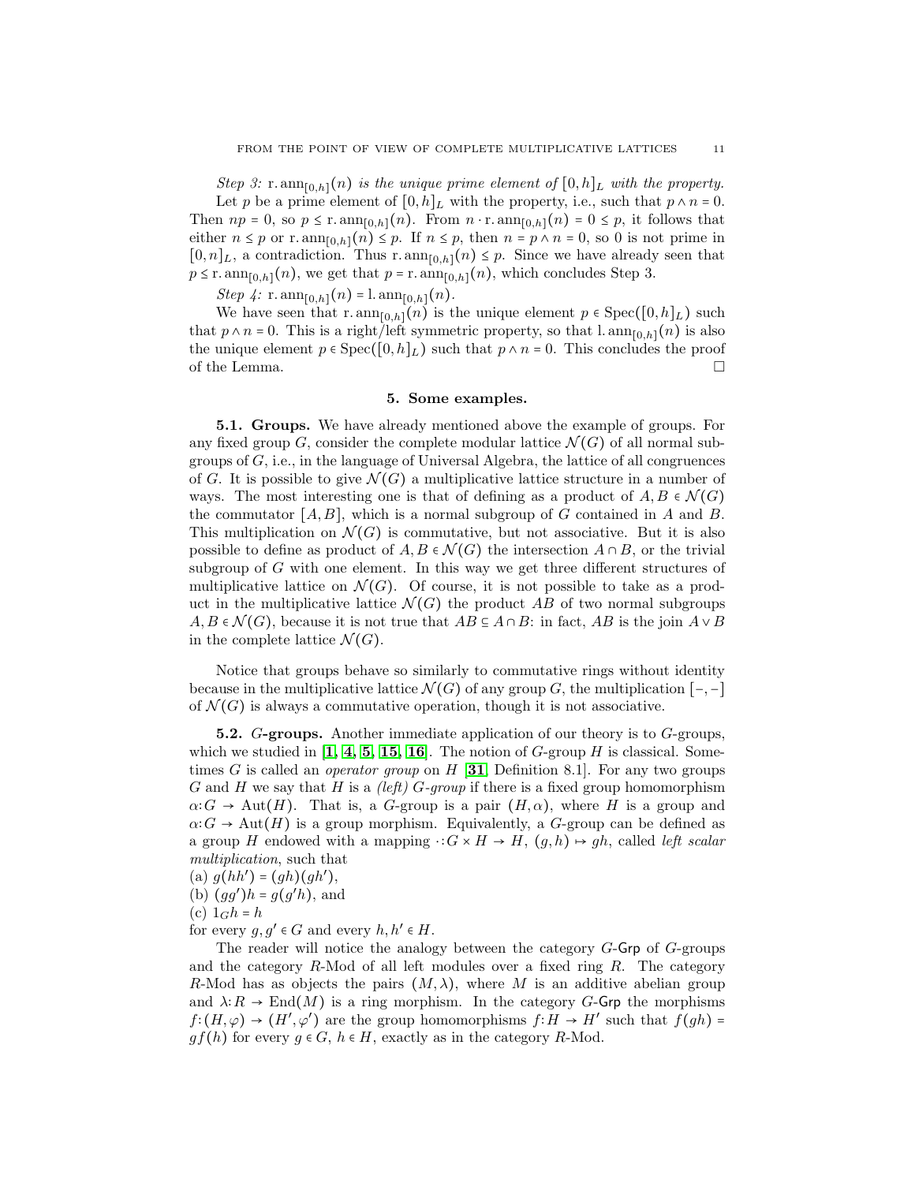*Step 3:* $\mathrm{r.ann}_{[0,h]}(n)$ *is the unique prime element of* $[0,h]_L$ *with the property.*

Let $p$ be a prime element of $[0,h]_L$ with the property, i.e., such that $p \wedge n = 0$. Then $np = 0$, so $p \leq \mathrm{r.ann}_{[0,h]}(n)$. From $n \cdot \mathrm{r.ann}_{[0,h]}(n) = 0 \leq p$, it follows that either $n \leq p$ or $\mathrm{r.ann}_{[0,h]}(n) \leq p$. If $n \leq p$, then $n = p \wedge n = 0$, so 0 is not prime in $[0,n]_L$, a contradiction. Thus $\mathrm{r.ann}_{[0,h]}(n) \leq p$. Since we have already seen that $p \leq \mathrm{r.ann}_{[0,h]}(n)$, we get that $p = \mathrm{r.ann}_{[0,h]}(n)$, which concludes Step 3.

*Step 4:* $\mathrm{r.ann}_{[0,h]}(n) = \mathrm{l.ann}_{[0,h]}(n)$.

We have seen that $\mathrm{r.ann}_{[0,h]}(n)$ is the unique element $p \in \mathrm{Spec}([0,h]_L)$ such that $p \wedge n = 0$. This is a right/left symmetric property, so that $\mathrm{l.ann}_{[0,h]}(n)$ is also the unique element $p \in \mathrm{Spec}([0,h]_L)$ such that $p \wedge n = 0$. This concludes the proof of the Lemma. □

## 5. Some examples.

**5.1. Groups.** We have already mentioned above the example of groups. For any fixed group $G$, consider the complete modular lattice $\mathcal{N}(G)$ of all normal subgroups of $G$, i.e., in the language of Universal Algebra, the lattice of all congruences of $G$. It is possible to give $\mathcal{N}(G)$ a multiplicative lattice structure in a number of ways. The most interesting one is that of defining as a product of $A, B \in \mathcal{N}(G)$ the commutator $[A,B]$, which is a normal subgroup of $G$ contained in $A$ and $B$. This multiplication on $\mathcal{N}(G)$ is commutative, but not associative. But it is also possible to define as product of $A, B \in \mathcal{N}(G)$ the intersection $A \cap B$, or the trivial subgroup of $G$ with one element. In this way we get three different structures of multiplicative lattice on $\mathcal{N}(G)$. Of course, it is not possible to take as a product in the multiplicative lattice $\mathcal{N}(G)$ the product $AB$ of two normal subgroups $A, B \in \mathcal{N}(G)$, because it is not true that $AB \subseteq A \cap B$: in fact, $AB$ is the join $A \vee B$ in the complete lattice $\mathcal{N}(G)$.

Notice that groups behave so similarly to commutative rings without identity because in the multiplicative lattice $\mathcal{N}(G)$ of any group $G$, the multiplication $[-,-]$ of $\mathcal{N}(G)$ is always a commutative operation, though it is not associative.

**5.2. $G$-groups.** Another immediate application of our theory is to $G$-groups, which we studied in **[1, 4, 5, 15, 16]**. The notion of $G$-group $H$ is classical. Sometimes $G$ is called an *operator group* on $H$ [**31**, Definition 8.1]. For any two groups $G$ and $H$ we say that $H$ is a *(left) $G$-group* if there is a fixed group homomorphism $\alpha: G \to \mathrm{Aut}(H)$. That is, a $G$-group is a pair $(H, \alpha)$, where $H$ is a group and $\alpha: G \to \mathrm{Aut}(H)$ is a group morphism. Equivalently, a $G$-group can be defined as a group $H$ endowed with a mapping $\cdot: G \times H \to H$, $(g,h) \mapsto gh$, called *left scalar multiplication*, such that

(a) $g(hh') = (gh)(gh')$,
(b) $(gg')h = g(g'h)$, and
(c) $1_G h = h$

for every $g, g' \in G$ and every $h, h' \in H$.

The reader will notice the analogy between the category $G$-$\mathsf{Grp}$ of $G$-groups and the category $R$-Mod of all left modules over a fixed ring $R$. The category $R$-Mod has as objects the pairs $(M, \lambda)$, where $M$ is an additive abelian group and $\lambda: R \to \mathrm{End}(M)$ is a ring morphism. In the category $G$-$\mathsf{Grp}$ the morphisms $f: (H, \varphi) \to (H', \varphi')$ are the group homomorphisms $f: H \to H'$ such that $f(gh) = gf(h)$ for every $g \in G$, $h \in H$, exactly as in the category $R$-Mod.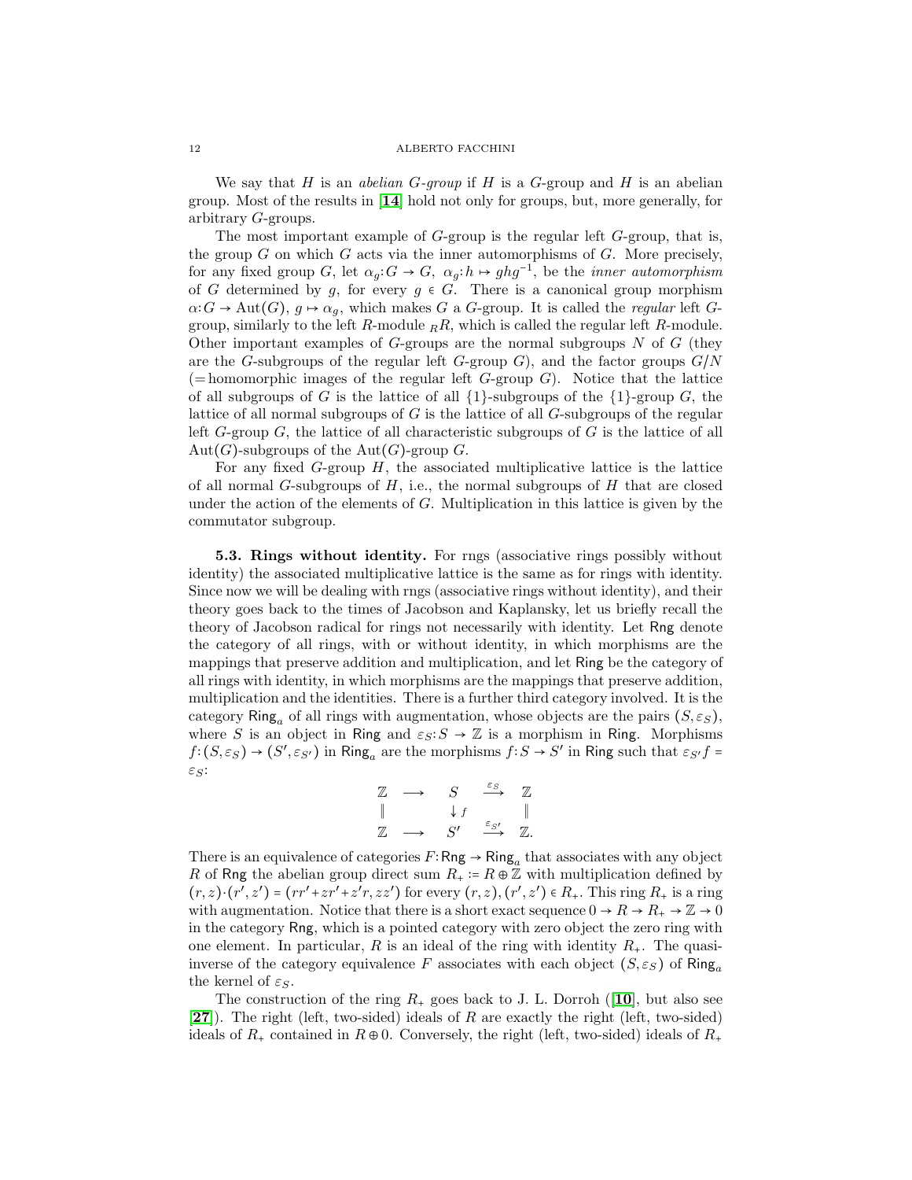We say that $H$ is an *abelian $G$-group* if $H$ is a $G$-group and $H$ is an abelian group. Most of the results in [**14**] hold not only for groups, but, more generally, for arbitrary $G$-groups.

The most important example of $G$-group is the regular left $G$-group, that is, the group $G$ on which $G$ acts via the inner automorphisms of $G$. More precisely, for any fixed group $G$, let $\alpha_g\colon G \to G$, $\alpha_g\colon h \mapsto ghg^{-1}$, be the *inner automorphism* of $G$ determined by $g$, for every $g \in G$. There is a canonical group morphism $\alpha\colon G \to \mathrm{Aut}(G)$, $g \mapsto \alpha_g$, which makes $G$ a $G$-group. It is called the *regular* left $G$-group, similarly to the left $R$-module ${}_RR$, which is called the regular left $R$-module. Other important examples of $G$-groups are the normal subgroups $N$ of $G$ (they are the $G$-subgroups of the regular left $G$-group $G$), and the factor groups $G/N$ (= homomorphic images of the regular left $G$-group $G$). Notice that the lattice of all subgroups of $G$ is the lattice of all $\{1\}$-subgroups of the $\{1\}$-group $G$, the lattice of all normal subgroups of $G$ is the lattice of all $G$-subgroups of the regular left $G$-group $G$, the lattice of all characteristic subgroups of $G$ is the lattice of all $\mathrm{Aut}(G)$-subgroups of the $\mathrm{Aut}(G)$-group $G$.

For any fixed $G$-group $H$, the associated multiplicative lattice is the lattice of all normal $G$-subgroups of $H$, i.e., the normal subgroups of $H$ that are closed under the action of the elements of $G$. Multiplication in this lattice is given by the commutator subgroup.

**5.3. Rings without identity.** For rngs (associative rings possibly without identity) the associated multiplicative lattice is the same as for rings with identity. Since now we will be dealing with rngs (associative rings without identity), and their theory goes back to the times of Jacobson and Kaplansky, let us briefly recall the theory of Jacobson radical for rings not necessarily with identity. Let $\mathsf{Rng}$ denote the category of all rings, with or without identity, in which morphisms are the mappings that preserve addition and multiplication, and let $\mathsf{Ring}$ be the category of all rings with identity, in which morphisms are the mappings that preserve addition, multiplication and the identities. There is a further third category involved. It is the category $\mathsf{Ring}_a$ of all rings with augmentation, whose objects are the pairs $(S, \varepsilon_S)$, where $S$ is an object in $\mathsf{Ring}$ and $\varepsilon_S\colon S \to \mathbb{Z}$ is a morphism in $\mathsf{Ring}$. Morphisms $f\colon (S, \varepsilon_S) \to (S', \varepsilon_{S'})$ in $\mathsf{Ring}_a$ are the morphisms $f\colon S \to S'$ in $\mathsf{Ring}$ such that $\varepsilon_{S'} f = \varepsilon_S$:

$$\begin{array}{ccccc} \mathbb{Z} & \longrightarrow & S & \xrightarrow{\varepsilon_S} & \mathbb{Z} \\ \| & & \downarrow f & & \| \\ \mathbb{Z} & \longrightarrow & S' & \xrightarrow{\varepsilon_{S'}} & \mathbb{Z}. \end{array}$$

There is an equivalence of categories $F\colon \mathsf{Rng} \to \mathsf{Ring}_a$ that associates with any object $R$ of $\mathsf{Rng}$ the abelian group direct sum $R_+ := R \oplus \mathbb{Z}$ with multiplication defined by $(r, z)\cdot(r', z') = (rr' + zr' + z'r, zz')$ for every $(r, z), (r', z') \in R_+$. This ring $R_+$ is a ring with augmentation. Notice that there is a short exact sequence $0 \to R \to R_+ \to \mathbb{Z} \to 0$ in the category $\mathsf{Rng}$, which is a pointed category with zero object the zero ring with one element. In particular, $R$ is an ideal of the ring with identity $R_+$. The quasi-inverse of the category equivalence $F$ associates with each object $(S, \varepsilon_S)$ of $\mathsf{Ring}_a$ the kernel of $\varepsilon_S$.

The construction of the ring $R_+$ goes back to J. L. Dorroh ([**10**], but also see [**27**]). The right (left, two-sided) ideals of $R$ are exactly the right (left, two-sided) ideals of $R_+$ contained in $R \oplus 0$. Conversely, the right (left, two-sided) ideals of $R_+$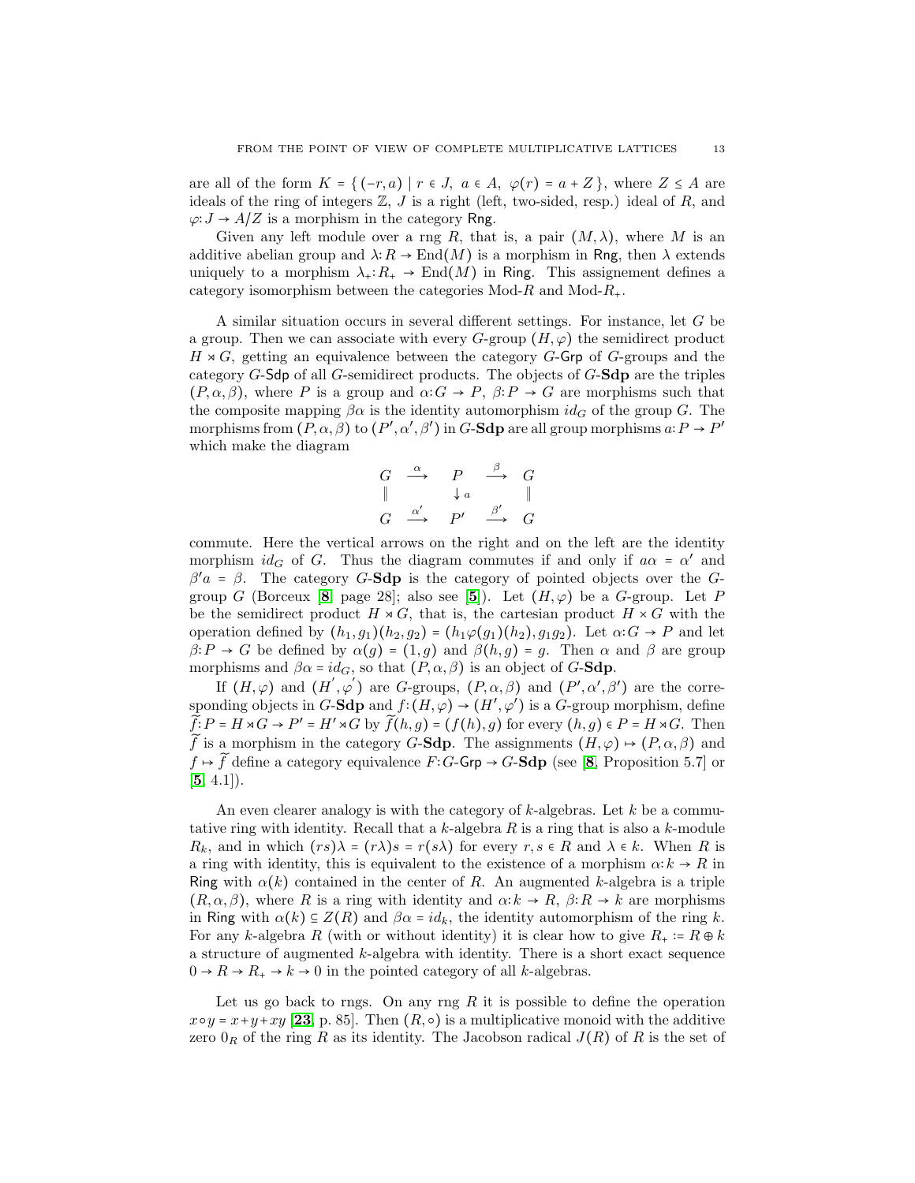are all of the form $K = \{ (-r, a) \mid r \in J,\ a \in A,\ \varphi(r) = a + Z \}$, where $Z \leq A$ are ideals of the ring of integers $\mathbb{Z}$, $J$ is a right (left, two-sided, resp.) ideal of $R$, and $\varphi: J \to A/Z$ is a morphism in the category $\mathsf{Rng}$.

Given any left module over a rng $R$, that is, a pair $(M, \lambda)$, where $M$ is an additive abelian group and $\lambda: R \to \mathrm{End}(M)$ is a morphism in $\mathsf{Rng}$, then $\lambda$ extends uniquely to a morphism $\lambda_+: R_+ \to \mathrm{End}(M)$ in $\mathsf{Ring}$. This assignement defines a category isomorphism between the categories Mod-$R$ and Mod-$R_+$.

A similar situation occurs in several different settings. For instance, let $G$ be a group. Then we can associate with every $G$-group $(H, \varphi)$ the semidirect product $H \rtimes G$, getting an equivalence between the category $G$-$\mathsf{Grp}$ of $G$-groups and the category $G$-$\mathsf{Sdp}$ of all $G$-semidirect products. The objects of $G$-**Sdp** are the triples $(P, \alpha, \beta)$, where $P$ is a group and $\alpha: G \to P$, $\beta: P \to G$ are morphisms such that the composite mapping $\beta\alpha$ is the identity automorphism $id_G$ of the group $G$. The morphisms from $(P, \alpha, \beta)$ to $(P', \alpha', \beta')$ in $G$-**Sdp** are all group morphisms $a: P \to P'$ which make the diagram

$$\begin{array}{ccccc} G & \xrightarrow{\alpha} & P & \xrightarrow{\beta} & G \\ \| & & \downarrow a & & \| \\ G & \xrightarrow{\alpha'} & P' & \xrightarrow{\beta'} & G \end{array}$$

commute. Here the vertical arrows on the right and on the left are the identity morphism $id_G$ of $G$. Thus the diagram commutes if and only if $a\alpha = \alpha'$ and $\beta' a = \beta$. The category $G$-**Sdp** is the category of pointed objects over the $G$-group $G$ (Borceux [**8**, page 28]; also see [**5**]). Let $(H, \varphi)$ be a $G$-group. Let $P$ be the semidirect product $H \rtimes G$, that is, the cartesian product $H \times G$ with the operation defined by $(h_1, g_1)(h_2, g_2) = (h_1 \varphi(g_1)(h_2), g_1 g_2)$. Let $\alpha: G \to P$ and let $\beta: P \to G$ be defined by $\alpha(g) = (1, g)$ and $\beta(h, g) = g$. Then $\alpha$ and $\beta$ are group morphisms and $\beta\alpha = id_G$, so that $(P, \alpha, \beta)$ is an object of $G$-**Sdp**.

If $(H, \varphi)$ and $(H', \varphi')$ are $G$-groups, $(P, \alpha, \beta)$ and $(P', \alpha', \beta')$ are the corresponding objects in $G$-**Sdp** and $f: (H, \varphi) \to (H', \varphi')$ is a $G$-group morphism, define $\widetilde{f}: P = H \rtimes G \to P' = H' \rtimes G$ by $\widetilde{f}(h, g) = (f(h), g)$ for every $(h, g) \in P = H \rtimes G$. Then $\widetilde{f}$ is a morphism in the category $G$-**Sdp**. The assignments $(H, \varphi) \mapsto (P, \alpha, \beta)$ and $f \mapsto \widetilde{f}$ define a category equivalence $F: G$-$\mathsf{Grp} \to G$-**Sdp** (see [**8**, Proposition 5.7] or [**5**, 4.1]).

An even clearer analogy is with the category of $k$-algebras. Let $k$ be a commutative ring with identity. Recall that a $k$-algebra $R$ is a ring that is also a $k$-module $R_k$, and in which $(rs)\lambda = (r\lambda)s = r(s\lambda)$ for every $r, s \in R$ and $\lambda \in k$. When $R$ is a ring with identity, this is equivalent to the existence of a morphism $\alpha: k \to R$ in $\mathsf{Ring}$ with $\alpha(k)$ contained in the center of $R$. An augmented $k$-algebra is a triple $(R, \alpha, \beta)$, where $R$ is a ring with identity and $\alpha: k \to R$, $\beta: R \to k$ are morphisms in $\mathsf{Ring}$ with $\alpha(k) \subseteq Z(R)$ and $\beta\alpha = id_k$, the identity automorphism of the ring $k$. For any $k$-algebra $R$ (with or without identity) it is clear how to give $R_+ := R \oplus k$ a structure of augmented $k$-algebra with identity. There is a short exact sequence $0 \to R \to R_+ \to k \to 0$ in the pointed category of all $k$-algebras.

Let us go back to rngs. On any rng $R$ it is possible to define the operation $x \circ y = x + y + xy$ [**23**, p. 85]. Then $(R, \circ)$ is a multiplicative monoid with the additive zero $0_R$ of the ring $R$ as its identity. The Jacobson radical $J(R)$ of $R$ is the set of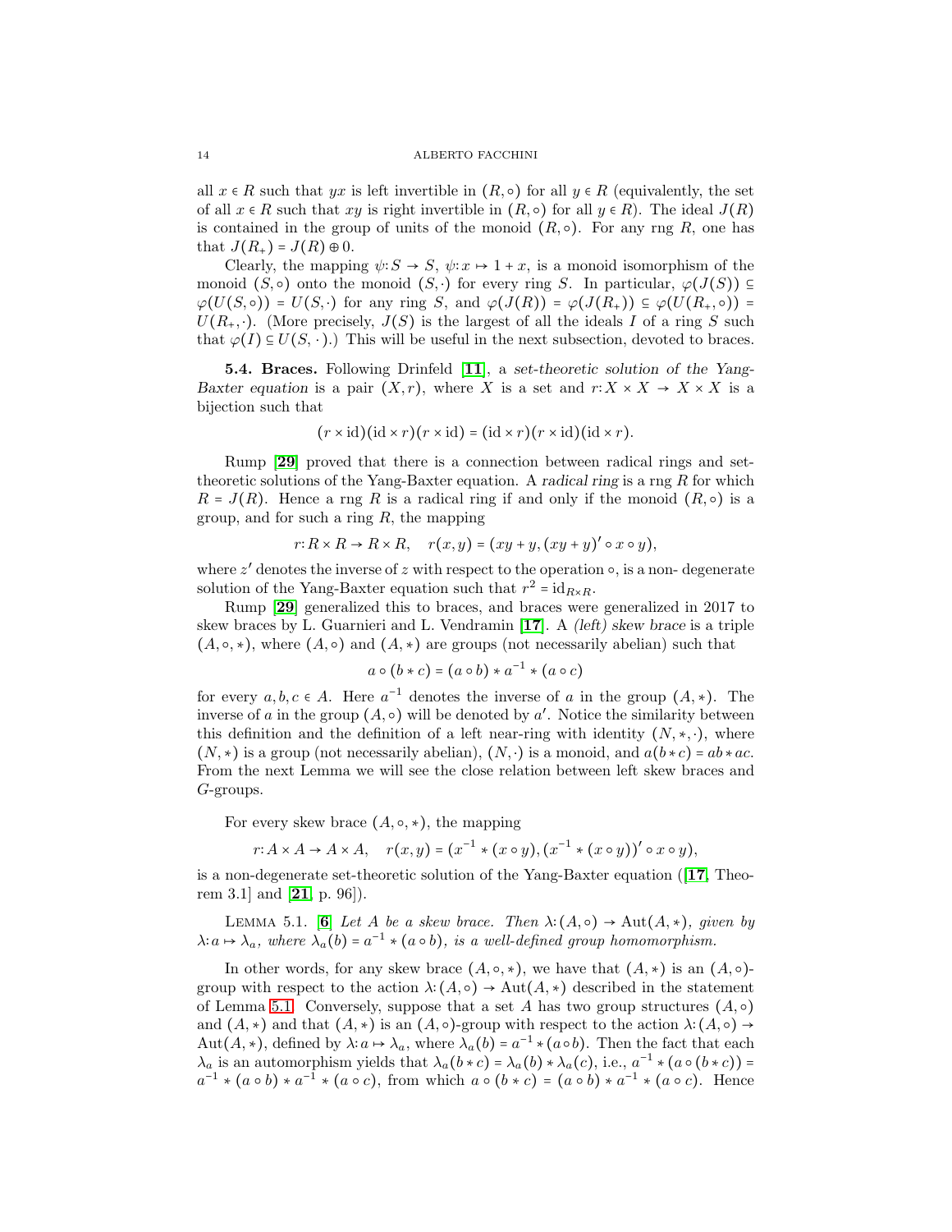all $x \in R$ such that $yx$ is left invertible in $(R, \circ)$ for all $y \in R$ (equivalently, the set of all $x \in R$ such that $xy$ is right invertible in $(R, \circ)$ for all $y \in R$). The ideal $J(R)$ is contained in the group of units of the monoid $(R, \circ)$. For any rng $R$, one has that $J(R_+) = J(R) \oplus 0$.

Clearly, the mapping $\psi: S \to S$, $\psi: x \mapsto 1 + x$, is a monoid isomorphism of the monoid $(S, \circ)$ onto the monoid $(S, \cdot)$ for every ring $S$. In particular, $\varphi(J(S)) \subseteq \varphi(U(S, \circ)) = U(S, \cdot)$ for any ring $S$, and $\varphi(J(R)) = \varphi(J(R_+)) \subseteq \varphi(U(R_+, \circ)) = U(R_+, \cdot)$. (More precisely, $J(S)$ is the largest of all the ideals $I$ of a ring $S$ such that $\varphi(I) \subseteq U(S, \cdot)$.) This will be useful in the next subsection, devoted to braces.

**5.4. Braces.** Following Drinfeld [**11**], a *set-theoretic solution of the Yang-Baxter equation* is a pair $(X, r)$, where $X$ is a set and $r: X \times X \to X \times X$ is a bijection such that

$$(r \times \mathrm{id})(\mathrm{id} \times r)(r \times \mathrm{id}) = (\mathrm{id} \times r)(r \times \mathrm{id})(\mathrm{id} \times r).$$

Rump [**29**] proved that there is a connection between radical rings and set-theoretic solutions of the Yang-Baxter equation. A *radical ring* is a rng $R$ for which $R = J(R)$. Hence a rng $R$ is a radical ring if and only if the monoid $(R, \circ)$ is a group, and for such a ring $R$, the mapping

$$r: R \times R \to R \times R, \quad r(x, y) = (xy + y, (xy + y)' \circ x \circ y),$$

where $z'$ denotes the inverse of $z$ with respect to the operation $\circ$, is a non- degenerate solution of the Yang-Baxter equation such that $r^2 = \mathrm{id}_{R \times R}$.

Rump [**29**] generalized this to braces, and braces were generalized in 2017 to skew braces by L. Guarnieri and L. Vendramin [**17**]. A *(left) skew brace* is a triple $(A, \circ, *)$, where $(A, \circ)$ and $(A, *)$ are groups (not necessarily abelian) such that

$$a \circ (b * c) = (a \circ b) * a^{-1} * (a \circ c)$$

for every $a, b, c \in A$. Here $a^{-1}$ denotes the inverse of $a$ in the group $(A, *)$. The inverse of $a$ in the group $(A, \circ)$ will be denoted by $a'$. Notice the similarity between this definition and the definition of a left near-ring with identity $(N, *, \cdot)$, where $(N, *)$ is a group (not necessarily abelian), $(N, \cdot)$ is a monoid, and $a(b * c) = ab * ac$. From the next Lemma we will see the close relation between left skew braces and $G$-groups.

For every skew brace $(A, \circ, *)$, the mapping

$$r: A \times A \to A \times A, \quad r(x, y) = (x^{-1} * (x \circ y), (x^{-1} * (x \circ y))' \circ x \circ y),$$

is a non-degenerate set-theoretic solution of the Yang-Baxter equation ([**17**, Theorem 3.1] and [**21**, p. 96]).

Lemma 5.1. [**6**] *Let $A$ be a skew brace. Then $\lambda: (A, \circ) \to \mathrm{Aut}(A, *)$, given by $\lambda: a \mapsto \lambda_a$, where $\lambda_a(b) = a^{-1} * (a \circ b)$, is a well-defined group homomorphism.*

In other words, for any skew brace $(A, \circ, *)$, we have that $(A, *)$ is an $(A, \circ)$-group with respect to the action $\lambda: (A, \circ) \to \mathrm{Aut}(A, *)$ described in the statement of Lemma 5.1. Conversely, suppose that a set $A$ has two group structures $(A, \circ)$ and $(A, *)$ and that $(A, *)$ is an $(A, \circ)$-group with respect to the action $\lambda: (A, \circ) \to \mathrm{Aut}(A, *)$, defined by $\lambda: a \mapsto \lambda_a$, where $\lambda_a(b) = a^{-1} * (a \circ b)$. Then the fact that each $\lambda_a$ is an automorphism yields that $\lambda_a(b * c) = \lambda_a(b) * \lambda_a(c)$, i.e., $a^{-1} * (a \circ (b * c)) = a^{-1} * (a \circ b) * a^{-1} * (a \circ c)$, from which $a \circ (b * c) = (a \circ b) * a^{-1} * (a \circ c)$. Hence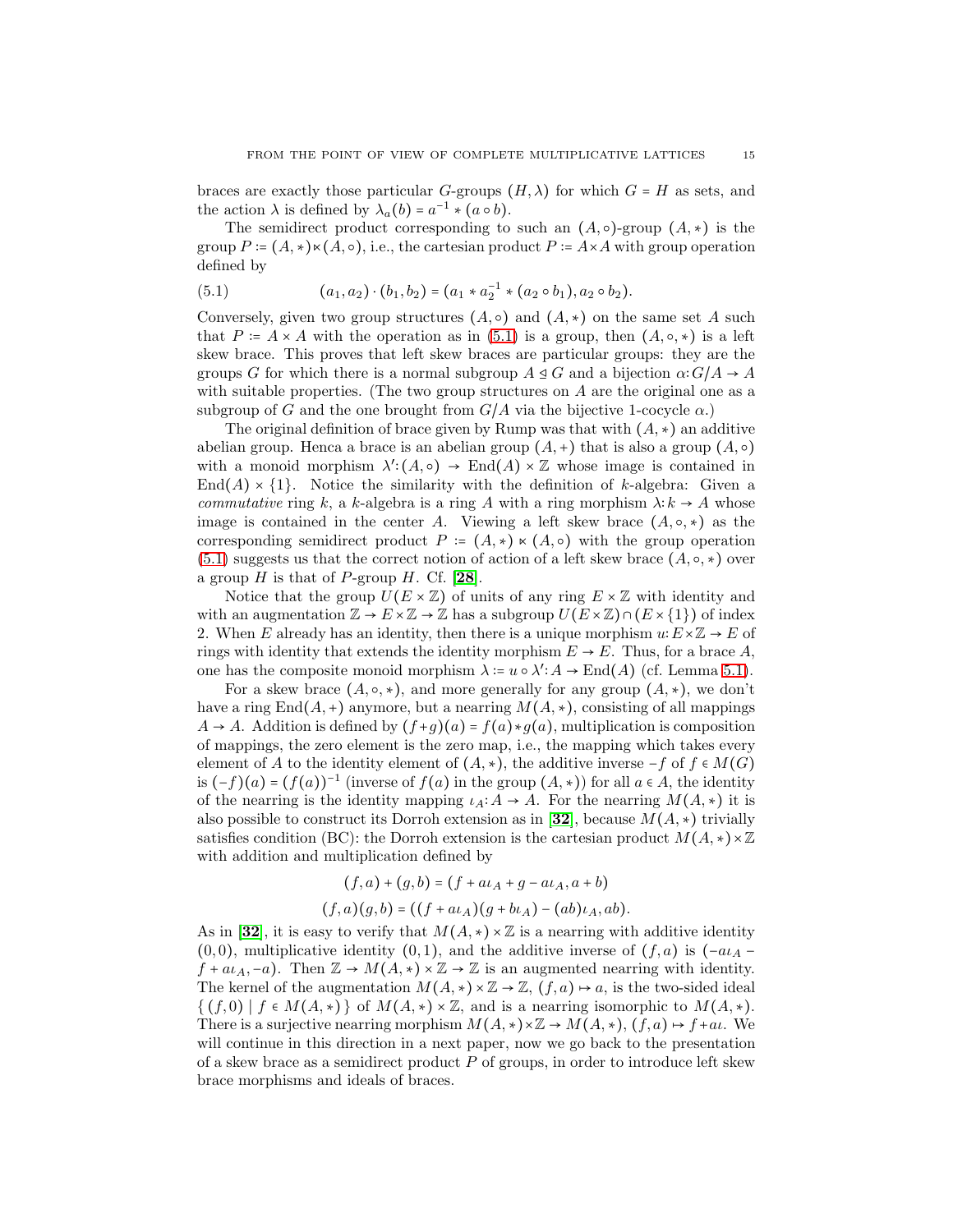braces are exactly those particular $G$-groups $(H, \lambda)$ for which $G = H$ as sets, and the action $\lambda$ is defined by $\lambda_a(b) = a^{-1} * (a \circ b)$.

The semidirect product corresponding to such an $(A, \circ)$-group $(A, *)$ is the group $P := (A, *) \ltimes (A, \circ)$, i.e., the cartesian product $P := A \times A$ with group operation defined by

$$(a_1, a_2) \cdot (b_1, b_2) = (a_1 * a_2^{-1} * (a_2 \circ b_1), a_2 \circ b_2). \tag{5.1}$$

Conversely, given two group structures $(A, \circ)$ and $(A, *)$ on the same set $A$ such that $P := A \times A$ with the operation as in (5.1) is a group, then $(A, \circ, *)$ is a left skew brace. This proves that left skew braces are particular groups: they are the groups $G$ for which there is a normal subgroup $A \trianglelefteq G$ and a bijection $\alpha: G/A \to A$ with suitable properties. (The two group structures on $A$ are the original one as a subgroup of $G$ and the one brought from $G/A$ via the bijective 1-cocycle $\alpha$.)

The original definition of brace given by Rump was that with $(A, *)$ an additive abelian group. Henca a brace is an abelian group $(A, +)$ that is also a group $(A, \circ)$ with a monoid morphism $\lambda': (A, \circ) \to \mathrm{End}(A) \times \mathbb{Z}$ whose image is contained in $\mathrm{End}(A) \times \{1\}$. Notice the similarity with the definition of $k$-algebra: Given a *commutative* ring $k$, a $k$-algebra is a ring $A$ with a ring morphism $\lambda: k \to A$ whose image is contained in the center $A$. Viewing a left skew brace $(A, \circ, *)$ as the corresponding semidirect product $P := (A, *) \ltimes (A, \circ)$ with the group operation (5.1) suggests us that the correct notion of action of a left skew brace $(A, \circ, *)$ over a group $H$ is that of $P$-group $H$. Cf. [**28**].

Notice that the group $U(E \times \mathbb{Z})$ of units of any ring $E \times \mathbb{Z}$ with identity and with an augmentation $\mathbb{Z} \to E \times \mathbb{Z} \to \mathbb{Z}$ has a subgroup $U(E \times \mathbb{Z}) \cap (E \times \{1\})$ of index 2. When $E$ already has an identity, then there is a unique morphism $u: E \times \mathbb{Z} \to E$ of rings with identity that extends the identity morphism $E \to E$. Thus, for a brace $A$, one has the composite monoid morphism $\lambda := u \circ \lambda': A \to \mathrm{End}(A)$ (cf. Lemma 5.1).

For a skew brace $(A, \circ, *)$, and more generally for any group $(A, *)$, we don't have a ring $\mathrm{End}(A, +)$ anymore, but a nearring $M(A, *)$, consisting of all mappings $A \to A$. Addition is defined by $(f + g)(a) = f(a) * g(a)$, multiplication is composition of mappings, the zero element is the zero map, i.e., the mapping which takes every element of $A$ to the identity element of $(A, *)$, the additive inverse $-f$ of $f \in M(G)$ is $(-f)(a) = (f(a))^{-1}$ (inverse of $f(a)$ in the group $(A, *)$) for all $a \in A$, the identity of the nearring is the identity mapping $\iota_A: A \to A$. For the nearring $M(A, *)$ it is also possible to construct its Dorroh extension as in [**32**], because $M(A, *)$ trivially satisfies condition (BC): the Dorroh extension is the cartesian product $M(A, *) \times \mathbb{Z}$ with addition and multiplication defined by

$$(f, a) + (g, b) = (f + a\iota_A + g - a\iota_A, a + b)$$
$$(f, a)(g, b) = ((f + a\iota_A)(g + b\iota_A) - (ab)\iota_A, ab).$$

As in [**32**], it is easy to verify that $M(A, *) \times \mathbb{Z}$ is a nearring with additive identity $(0, 0)$, multiplicative identity $(0, 1)$, and the additive inverse of $(f, a)$ is $(-a\iota_A - f + a\iota_A, -a)$. Then $\mathbb{Z} \to M(A, *) \times \mathbb{Z} \to \mathbb{Z}$ is an augmented nearring with identity. The kernel of the augmentation $M(A, *) \times \mathbb{Z} \to \mathbb{Z}$, $(f, a) \mapsto a$, is the two-sided ideal $\{ (f, 0) \mid f \in M(A, *) \}$ of $M(A, *) \times \mathbb{Z}$, and is a nearring isomorphic to $M(A, *)$. There is a surjective nearring morphism $M(A, *) \times \mathbb{Z} \to M(A, *)$, $(f, a) \mapsto f + a\iota$. We will continue in this direction in a next paper, now we go back to the presentation of a skew brace as a semidirect product $P$ of groups, in order to introduce left skew brace morphisms and ideals of braces.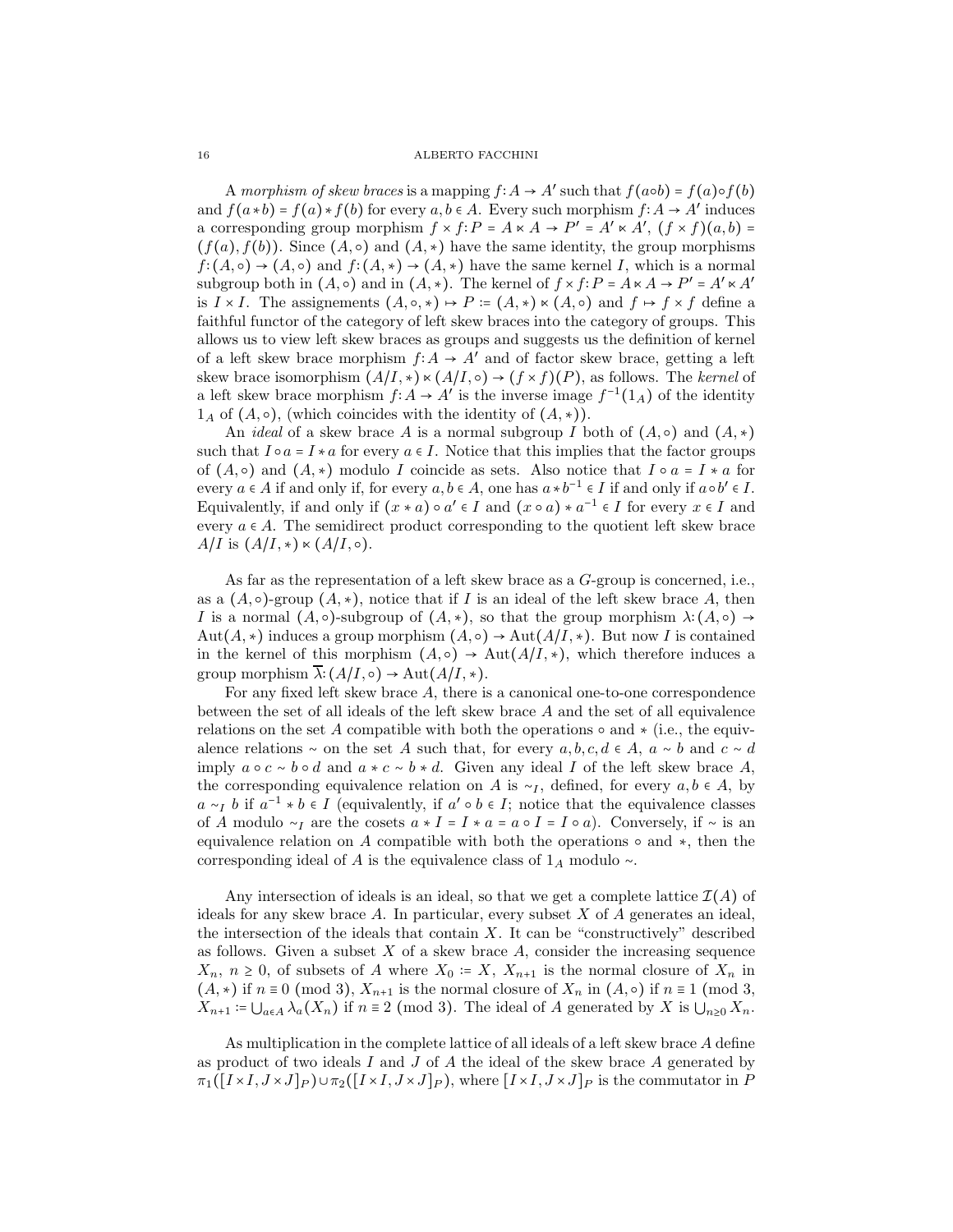A *morphism of skew braces* is a mapping $f\colon A \to A'$ such that $f(a \circ b) = f(a) \circ f(b)$ and $f(a * b) = f(a) * f(b)$ for every $a, b \in A$. Every such morphism $f\colon A \to A'$ induces a corresponding group morphism $f \times f\colon P = A \ltimes A \to P' = A' \ltimes A'$, $(f \times f)(a, b) = (f(a), f(b))$. Since $(A, \circ)$ and $(A, *)$ have the same identity, the group morphisms $f\colon (A, \circ) \to (A, \circ)$ and $f\colon (A, *) \to (A, *)$ have the same kernel $I$, which is a normal subgroup both in $(A, \circ)$ and in $(A, *)$. The kernel of $f \times f\colon P = A \ltimes A \to P' = A' \ltimes A'$ is $I \times I$. The assignements $(A, \circ, *) \mapsto P \coloneqq (A, *) \ltimes (A, \circ)$ and $f \mapsto f \times f$ define a faithful functor of the category of left skew braces into the category of groups. This allows us to view left skew braces as groups and suggests us the definition of kernel of a left skew brace morphism $f\colon A \to A'$ and of factor skew brace, getting a left skew brace isomorphism $(A/I, *) \ltimes (A/I, \circ) \to (f \times f)(P)$, as follows. The *kernel* of a left skew brace morphism $f\colon A \to A'$ is the inverse image $f^{-1}(1_A)$ of the identity $1_A$ of $(A, \circ)$, (which coincides with the identity of $(A, *)$).

An *ideal* of a skew brace $A$ is a normal subgroup $I$ both of $(A, \circ)$ and $(A, *)$ such that $I \circ a = I * a$ for every $a \in I$. Notice that this implies that the factor groups of $(A, \circ)$ and $(A, *)$ modulo $I$ coincide as sets. Also notice that $I \circ a = I * a$ for every $a \in A$ if and only if, for every $a, b \in A$, one has $a * b^{-1} \in I$ if and only if $a \circ b' \in I$. Equivalently, if and only if $(x * a) \circ a' \in I$ and $(x \circ a) * a^{-1} \in I$ for every $x \in I$ and every $a \in A$. The semidirect product corresponding to the quotient left skew brace $A/I$ is $(A/I, *) \ltimes (A/I, \circ)$.

As far as the representation of a left skew brace as a $G$-group is concerned, i.e., as a $(A, \circ)$-group $(A, *)$, notice that if $I$ is an ideal of the left skew brace $A$, then $I$ is a normal $(A, \circ)$-subgroup of $(A, *)$, so that the group morphism $\lambda\colon (A, \circ) \to \operatorname{Aut}(A, *)$ induces a group morphism $(A, \circ) \to \operatorname{Aut}(A/I, *)$. But now $I$ is contained in the kernel of this morphism $(A, \circ) \to \operatorname{Aut}(A/I, *)$, which therefore induces a group morphism $\overline{\lambda}\colon (A/I, \circ) \to \operatorname{Aut}(A/I, *)$.

For any fixed left skew brace $A$, there is a canonical one-to-one correspondence between the set of all ideals of the left skew brace $A$ and the set of all equivalence relations on the set $A$ compatible with both the operations $\circ$ and $*$ (i.e., the equivalence relations $\sim$ on the set $A$ such that, for every $a, b, c, d \in A$, $a \sim b$ and $c \sim d$ imply $a \circ c \sim b \circ d$ and $a * c \sim b * d$. Given any ideal $I$ of the left skew brace $A$, the corresponding equivalence relation on $A$ is $\sim_I$, defined, for every $a, b \in A$, by $a \sim_I b$ if $a^{-1} * b \in I$ (equivalently, if $a' \circ b \in I$; notice that the equivalence classes of $A$ modulo $\sim_I$ are the cosets $a * I = I * a = a \circ I = I \circ a$). Conversely, if $\sim$ is an equivalence relation on $A$ compatible with both the operations $\circ$ and $*$, then the corresponding ideal of $A$ is the equivalence class of $1_A$ modulo $\sim$.

Any intersection of ideals is an ideal, so that we get a complete lattice $\mathcal{I}(A)$ of ideals for any skew brace $A$. In particular, every subset $X$ of $A$ generates an ideal, the intersection of the ideals that contain $X$. It can be "constructively" described as follows. Given a subset $X$ of a skew brace $A$, consider the increasing sequence $X_n$, $n \geq 0$, of subsets of $A$ where $X_0 \coloneqq X$, $X_{n+1}$ is the normal closure of $X_n$ in $(A, *)$ if $n \equiv 0 \pmod 3$, $X_{n+1}$ is the normal closure of $X_n$ in $(A, \circ)$ if $n \equiv 1$ (mod 3, $X_{n+1} \coloneqq \bigcup_{a \in A} \lambda_a(X_n)$ if $n \equiv 2 \pmod 3$. The ideal of $A$ generated by $X$ is $\bigcup_{n \geq 0} X_n$.

As multiplication in the complete lattice of all ideals of a left skew brace $A$ define as product of two ideals $I$ and $J$ of $A$ the ideal of the skew brace $A$ generated by $\pi_1([I \times I, J \times J]_P) \cup \pi_2([I \times I, J \times J]_P)$, where $[I \times I, J \times J]_P$ is the commutator in $P$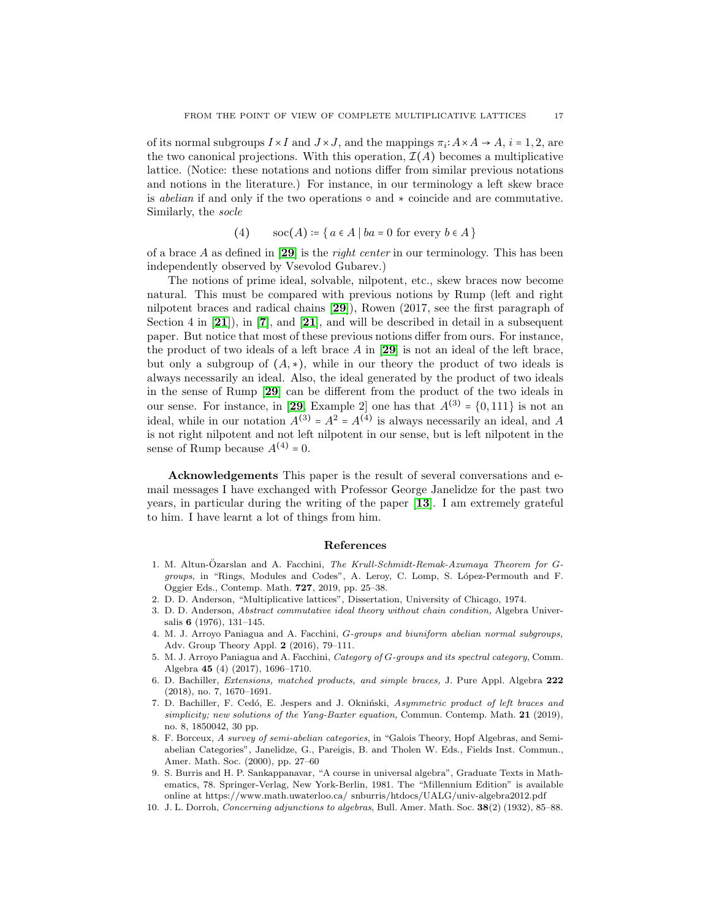of its normal subgroups $I \times I$ and $J \times J$, and the mappings $\pi_i: A \times A \to A$, $i = 1, 2$, are the two canonical projections. With this operation, $\mathcal{I}(A)$ becomes a multiplicative lattice. (Notice: these notations and notions differ from similar previous notations and notions in the literature.) For instance, in our terminology a left skew brace is *abelian* if and only if the two operations $\circ$ and $*$ coincide and are commutative. Similarly, the *socle*

$$(4) \qquad \operatorname{soc}(A) \coloneqq \{\, a \in A \mid ba = 0 \text{ for every } b \in A \,\}$$

of a brace $A$ as defined in [**29**] is the *right center* in our terminology. This has been independently observed by Vsevolod Gubarev.)

The notions of prime ideal, solvable, nilpotent, etc., skew braces now become natural. This must be compared with previous notions by Rump (left and right nilpotent braces and radical chains [**29**]), Rowen (2017, see the first paragraph of Section 4 in [**21**]), in [**7**], and [**21**], and will be described in detail in a subsequent paper. But notice that most of these previous notions differ from ours. For instance, the product of two ideals of a left brace $A$ in [**29**] is not an ideal of the left brace, but only a subgroup of $(A, *)$, while in our theory the product of two ideals is always necessarily an ideal. Also, the ideal generated by the product of two ideals in the sense of Rump [**29**] can be different from the product of the two ideals in our sense. For instance, in [**29**, Example 2] one has that $A^{(3)} = \{0, 111\}$ is not an ideal, while in our notation $A^{(3)} = A^2 = A^{(4)}$ is always necessarily an ideal, and $A$ is not right nilpotent and not left nilpotent in our sense, but is left nilpotent in the sense of Rump because $A^{(4)} = 0$.

**Acknowledgements** This paper is the result of several conversations and e-mail messages I have exchanged with Professor George Janelidze for the past two years, in particular during the writing of the paper [**13**]. I am extremely grateful to him. I have learnt a lot of things from him.

## References

1. M. Altun-Özarslan and A. Facchini, *The Krull-Schmidt-Remak-Azumaya Theorem for G-groups*, in "Rings, Modules and Codes", A. Leroy, C. Lomp, S. López-Permouth and F. Oggier Eds., Contemp. Math. **727**, 2019, pp. 25–38.
2. D. D. Anderson, "Multiplicative lattices", Dissertation, University of Chicago, 1974.
3. D. D. Anderson, *Abstract commutative ideal theory without chain condition,* Algebra Universalis **6** (1976), 131–145.
4. M. J. Arroyo Paniagua and A. Facchini, *G-groups and biuniform abelian normal subgroups,* Adv. Group Theory Appl. **2** (2016), 79–111.
5. M. J. Arroyo Paniagua and A. Facchini, *Category of G-groups and its spectral category,* Comm. Algebra **45** (4) (2017), 1696–1710.
6. D. Bachiller, *Extensions, matched products, and simple braces,* J. Pure Appl. Algebra **222** (2018), no. 7, 1670–1691.
7. D. Bachiller, F. Cedó, E. Jespers and J. Okniński, *Asymmetric product of left braces and simplicity; new solutions of the Yang-Baxter equation,* Commun. Contemp. Math. **21** (2019), no. 8, 1850042, 30 pp.
8. F. Borceux, *A survey of semi-abelian categories*, in "Galois Theory, Hopf Algebras, and Semiabelian Categories", Janelidze, G., Pareigis, B. and Tholen W. Eds., Fields Inst. Commun., Amer. Math. Soc. (2000), pp. 27–60
9. S. Burris and H. P. Sankappanavar, "A course in universal algebra", Graduate Texts in Mathematics, 78. Springer-Verlag, New York-Berlin, 1981. The "Millennium Edition" is available online at https://www.math.uwaterloo.ca/ snburris/htdocs/UALG/univ-algebra2012.pdf
10. J. L. Dorroh, *Concerning adjunctions to algebras*, Bull. Amer. Math. Soc. **38**(2) (1932), 85–88.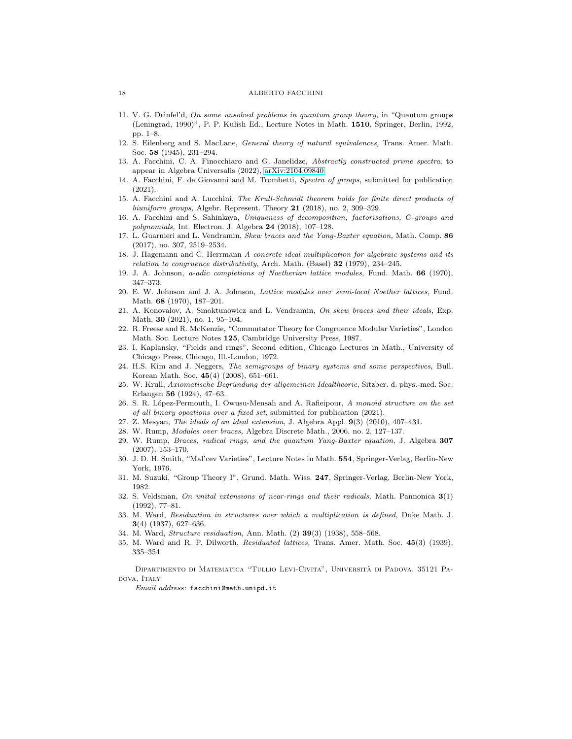11. V. G. Drinfel'd, *On some unsolved problems in quantum group theory,* in "Quantum groups (Leningrad, 1990)", P. P. Kulish Ed., Lecture Notes in Math. **1510**, Springer, Berlin, 1992, pp. 1–8.
12. S. Eilenberg and S. MacLane, *General theory of natural equivalences,* Trans. Amer. Math. Soc. **58** (1945), 231–294.
13. A. Facchini, C. A. Finocchiaro and G. Janelidze, *Abstractly constructed prime spectra*, to appear in Algebra Universalis (2022), arXiv:2104.09840.
14. A. Facchini, F. de Giovanni and M. Trombetti, *Spectra of groups*, submitted for publication (2021).
15. A. Facchini and A. Lucchini, *The Krull-Schmidt theorem holds for finite direct products of biuniform groups,* Algebr. Represent. Theory **21** (2018), no. 2, 309–329.
16. A. Facchini and S. Sahinkaya, *Uniqueness of decomposition, factorisations, G-groups and polynomials,* Int. Electron. J. Algebra **24** (2018), 107–128.
17. L. Guarnieri and L. Vendramin, *Skew braces and the Yang-Baxter equation,* Math. Comp. **86** (2017), no. 307, 2519–2534.
18. J. Hagemann and C. Herrmann *A concrete ideal multiplication for algebraic systems and its relation to congruence distributivity,* Arch. Math. (Basel) **32** (1979), 234–245.
19. J. A. Johnson, *a-adic completions of Noetherian lattice modules*, Fund. Math. **66** (1970), 347–373.
20. E. W. Johnson and J. A. Johnson, *Lattice modules over semi-local Noether lattices,* Fund. Math. **68** (1970), 187–201.
21. A. Konovalov, A. Smoktunowicz and L. Vendramin, *On skew braces and their ideals,* Exp. Math. **30** (2021), no. 1, 95–104.
22. R. Freese and R. McKenzie, "Commutator Theory for Congruence Modular Varieties", London Math. Soc. Lecture Notes **125**, Cambridge University Press, 1987.
23. I. Kaplansky, "Fields and rings", Second edition, Chicago Lectures in Math., University of Chicago Press, Chicago, Ill.-London, 1972.
24. H.S. Kim and J. Neggers, *The semigroups of binary systems and some perspectives,* Bull. Korean Math. Soc. **45**(4) (2008), 651–661.
25. W. Krull, *Axiomatische Begründung der allgemeinen Idealtheorie*, Sitzber. d. phys.-med. Soc. Erlangen **56** (1924), 47–63.
26. S. R. López-Permouth, I. Owusu-Mensah and A. Rafieipour, *A monoid structure on the set of all binary opeations over a fixed set*, submitted for publication (2021).
27. Z. Mesyan, *The ideals of an ideal extension*, J. Algebra Appl. **9**(3) (2010), 407–431.
28. W. Rump, *Modules over braces,* Algebra Discrete Math., 2006, no. 2, 127–137.
29. W. Rump, *Braces, radical rings, and the quantum Yang-Baxter equation*, J. Algebra **307** (2007), 153–170.
30. J. D. H. Smith, "Mal'cev Varieties", Lecture Notes in Math. **554**, Springer-Verlag, Berlin-New York, 1976.
31. M. Suzuki, "Group Theory I", Grund. Math. Wiss. **247**, Springer-Verlag, Berlin-New York, 1982.
32. S. Veldsman, *On unital extensions of near-rings and their radicals,* Math. Pannonica **3**(1) (1992), 77–81.
33. M. Ward, *Residuation in structures over which a multiplication is defined,* Duke Math. J. **3**(4) (1937), 627–636.
34. M. Ward, *Structure residuation,* Ann. Math. (2) **39**(3) (1938), 558–568.
35. M. Ward and R. P. Dilworth, *Residuated lattices,* Trans. Amer. Math. Soc. **45**(3) (1939), 335–354.

Dipartimento di Matematica "Tullio Levi-Civita", Università di Padova, 35121 Padova, Italy

*Email address*: facchini@math.unipd.it